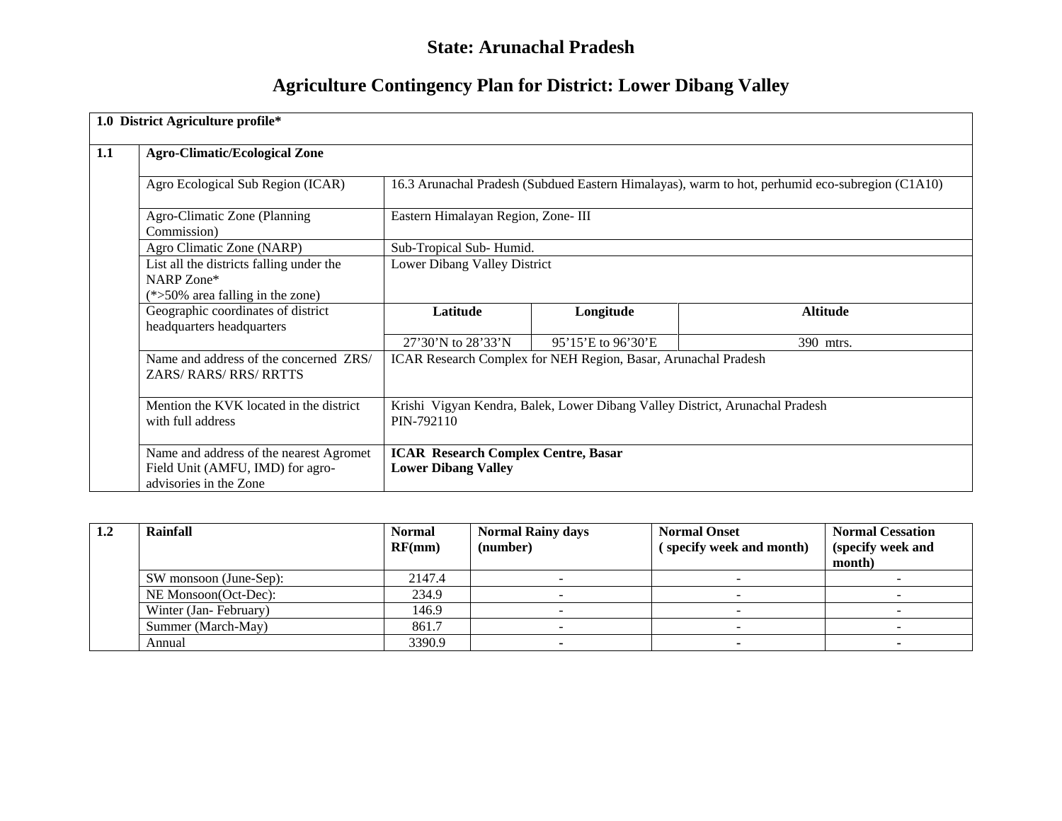# State: Arunachal Pradesh

## Agriculture Contingency Plan for District: Lower Dibang Valley

| **1.0 District Agriculture profile*** | | | | |
|---|---|---|---|---|
| **1.1** | **Agro-Climatic/Ecological Zone** | | | |
| | Agro Ecological Sub Region (ICAR) | 16.3 Arunachal Pradesh (Subdued Eastern Himalayas), warm to hot, perhumid eco-subregion (C1A10) | | |
| | Agro-Climatic Zone (Planning Commission) | Eastern Himalayan Region, Zone- III | | |
| | Agro Climatic Zone (NARP) | Sub-Tropical Sub- Humid. | | |
| | List all the districts falling under the NARP Zone* (*>50% area falling in the zone) | Lower Dibang Valley District | | |
| | Geographic coordinates of district headquarters headquarters | **Latitude** | **Longitude** | **Altitude** |
| | | 27'30'N to 28'33'N | 95'15'E to 96'30'E | 390 mtrs. |
| | Name and address of the concerned ZRS/ ZARS/ RARS/ RRS/ RRTTS | ICAR Research Complex for NEH Region, Basar, Arunachal Pradesh | | |
| | Mention the KVK located in the district with full address | Krishi Vigyan Kendra, Balek, Lower Dibang Valley District, Arunachal Pradesh PIN-792110 | | |
| | Name and address of the nearest Agromet Field Unit (AMFU, IMD) for agro-advisories in the Zone | **ICAR Research Complex Centre, Basar Lower Dibang Valley** | | |

| **1.2** | **Rainfall** | **Normal RF(mm)** | **Normal Rainy days (number)** | **Normal Onset ( specify week and month)** | **Normal Cessation (specify week and month)** |
|---|---|---|---|---|---|
| | SW monsoon (June-Sep): | 2147.4 | - | - | - |
| | NE Monsoon(Oct-Dec): | 234.9 | - | - | - |
| | Winter (Jan- February) | 146.9 | - | - | - |
| | Summer (March-May) | 861.7 | - | - | - |
| | Annual | 3390.9 | - | - | - |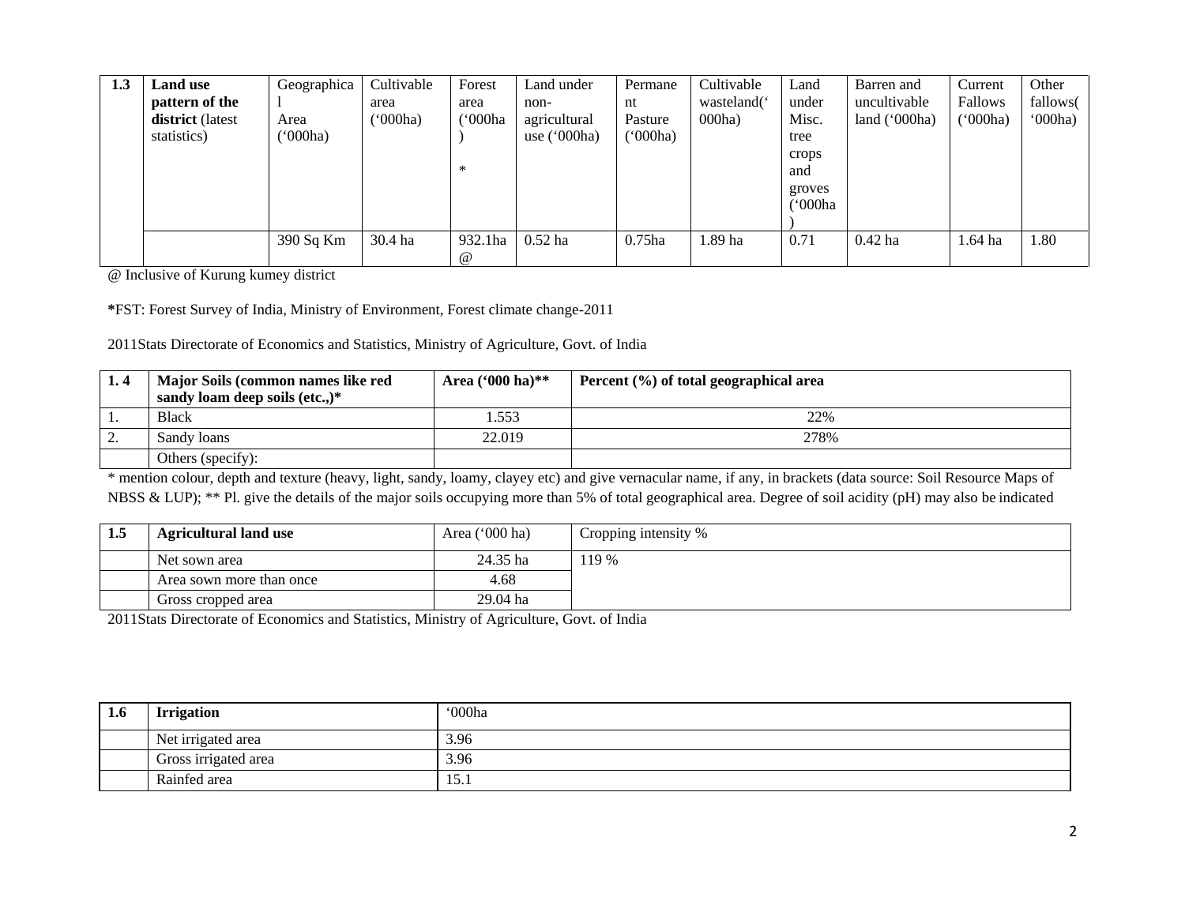| 1.3 | **Land use pattern of the district** (latest statistics) | Geographical Area ('000ha) | Cultivable area ('000ha) | Forest area ('000ha) * | Land under non-agricultural use ('000ha) | Permanent Pasture ('000ha) | Cultivable wasteland('000ha) | Land under Misc. tree crops and groves ('000ha) | Barren and uncultivable land ('000ha) | Current Fallows ('000ha) | Other fallows('000ha) |
|---|---|---|---|---|---|---|---|---|---|---|---|
| | | 390 Sq Km | 30.4 ha | 932.1ha @ | 0.52 ha | 0.75ha | 1.89 ha | 0.71 | 0.42 ha | 1.64 ha | 1.80 |

@ Inclusive of Kurung kumey district

**\***FST: Forest Survey of India, Ministry of Environment, Forest climate change-2011

2011Stats Directorate of Economics and Statistics, Ministry of Agriculture, Govt. of India

| **1. 4** | **Major Soils (common names like red sandy loam deep soils (etc.,)\*** | **Area ('000 ha)\*\*** | **Percent (%) of total geographical area** |
|---|---|---|---|
| 1. | Black | 1.553 | 22% |
| 2. | Sandy loans | 22.019 | 278% |
| | Others (specify): | | |

\* mention colour, depth and texture (heavy, light, sandy, loamy, clayey etc) and give vernacular name, if any, in brackets (data source: Soil Resource Maps of NBSS & LUP); \*\* Pl. give the details of the major soils occupying more than 5% of total geographical area. Degree of soil acidity (pH) may also be indicated

| **1.5** | **Agricultural land use** | Area ('000 ha) | Cropping intensity % |
|---|---|---|---|
| | Net sown area | 24.35 ha | 119 % |
| | Area sown more than once | 4.68 | |
| | Gross cropped area | 29.04 ha | |

2011Stats Directorate of Economics and Statistics, Ministry of Agriculture, Govt. of India

| **1.6** | **Irrigation** | '000ha |
|---|---|---|
| | Net irrigated area | 3.96 |
| | Gross irrigated area | 3.96 |
| | Rainfed area | 15.1 |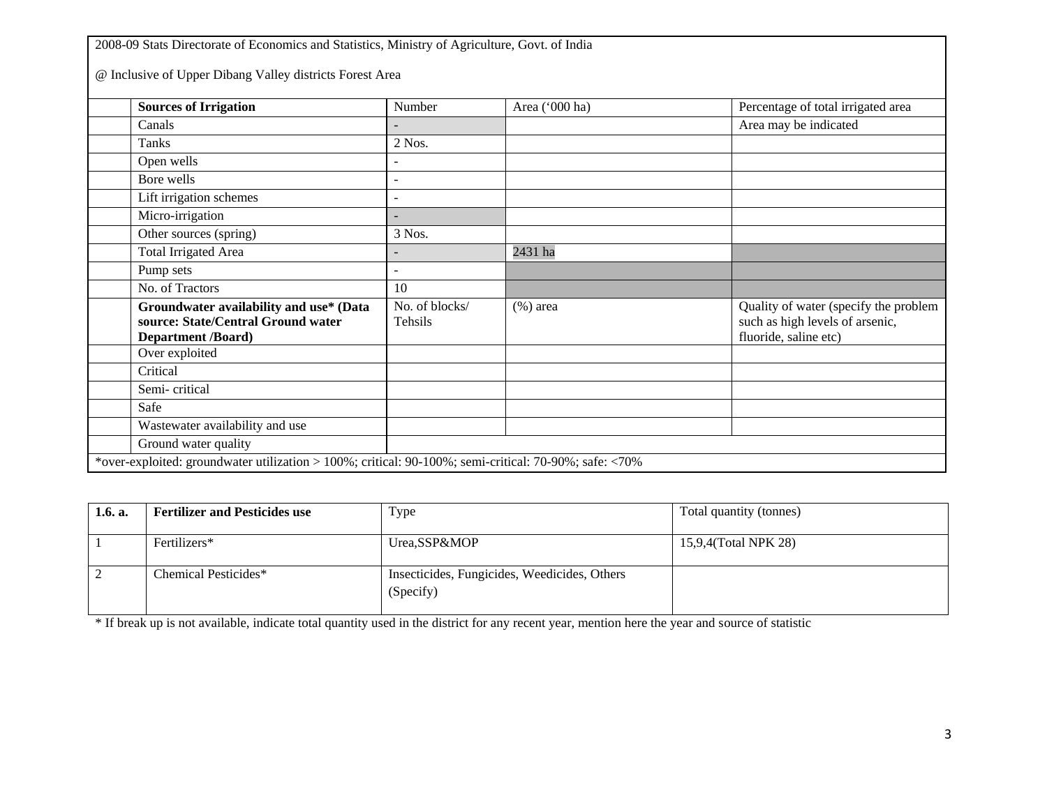2008-09 Stats Directorate of Economics and Statistics, Ministry of Agriculture, Govt. of India

@ Inclusive of Upper Dibang Valley districts Forest Area

| Sources of Irrigation | Number | Area ('000 ha) | Percentage of total irrigated area |
|---|---|---|---|
| Canals | - | | Area may be indicated |
| Tanks | 2 Nos. | | |
| Open wells | - | | |
| Bore wells | - | | |
| Lift irrigation schemes | - | | |
| Micro-irrigation | - | | |
| Other sources (spring) | 3 Nos. | | |
| Total Irrigated Area | - | 2431 ha | |
| Pump sets | - | | |
| No. of Tractors | 10 | | |
| **Groundwater availability and use* (Data source: State/Central Ground water Department /Board)** | No. of blocks/ Tehsils | (%) area | Quality of water (specify the problem such as high levels of arsenic, fluoride, saline etc) |
| Over exploited | | | |
| Critical | | | |
| Semi- critical | | | |
| Safe | | | |
| Wastewater availability and use | | | |
| Ground water quality | | | |

*over-exploited: groundwater utilization > 100%; critical: 90-100%; semi-critical: 70-90%; safe: <70%

| 1.6. a. | Fertilizer and Pesticides use | Type | Total quantity (tonnes) |
|---|---|---|---|
| 1 | Fertilizers* | Urea,SSP&MOP | 15,9,4(Total NPK 28) |
| 2 | Chemical Pesticides* | Insecticides, Fungicides, Weedicides, Others (Specify) | |

* If break up is not available, indicate total quantity used in the district for any recent year, mention here the year and source of statistic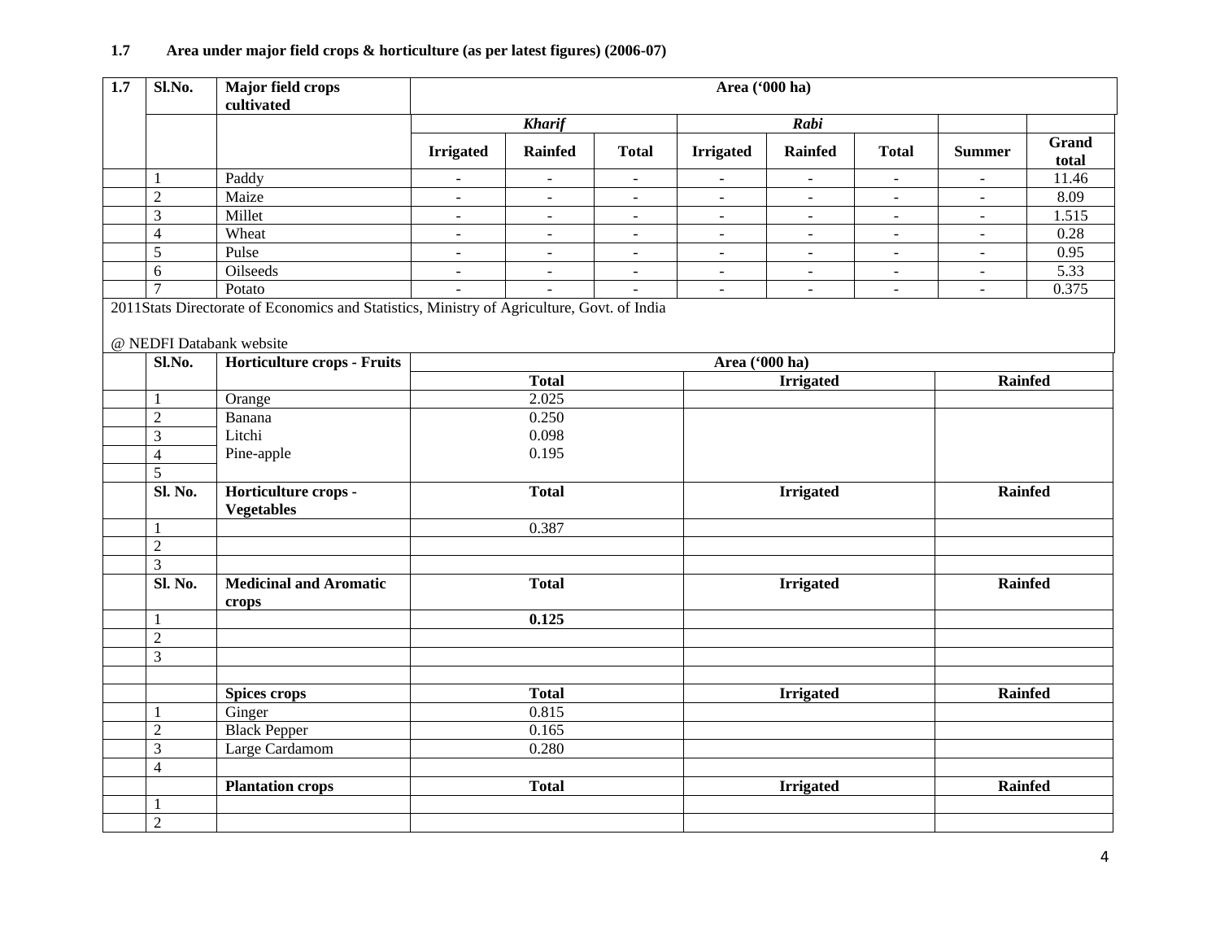**1.7 Area under major field crops & horticulture (as per latest figures) (2006-07)**

| 1.7 | Sl.No. | Major field crops cultivated | Area ('000 ha) | | | | | | | |
|---|---|---|---|---|---|---|---|---|---|---|
| | | | *Kharif* | | | *Rabi* | | | | |
| | | | Irrigated | Rainfed | Total | Irrigated | Rainfed | Total | Summer | Grand total |
| | 1 | Paddy | - | - | - | - | - | - | - | 11.46 |
| | 2 | Maize | - | - | - | - | - | - | - | 8.09 |
| | 3 | Millet | - | - | - | - | - | - | - | 1.515 |
| | 4 | Wheat | - | - | - | - | - | - | - | 0.28 |
| | 5 | Pulse | - | - | - | - | - | - | - | 0.95 |
| | 6 | Oilseeds | - | - | - | - | - | - | - | 5.33 |
| | 7 | Potato | - | - | - | - | - | - | - | 0.375 |

2011Stats Directorate of Economics and Statistics, Ministry of Agriculture, Govt. of India

@ NEDFI Databank website

| Sl.No. | Horticulture crops - Fruits | Area ('000 ha) | | |
|---|---|---|---|---|
| | | Total | Irrigated | Rainfed |
| 1 | Orange | 2.025 | | |
| 2 | Banana | 0.250 | | |
| 3 | Litchi | 0.098 | | |
| 4 | Pine-apple | 0.195 | | |
| 5 | | | | |
| **Sl. No.** | **Horticulture crops - Vegetables** | **Total** | **Irrigated** | **Rainfed** |
| 1 | | 0.387 | | |
| 2 | | | | |
| 3 | | | | |
| **Sl. No.** | **Medicinal and Aromatic crops** | **Total** | **Irrigated** | **Rainfed** |
| 1 | | **0.125** | | |
| 2 | | | | |
| 3 | | | | |
| | | | | |
| | **Spices crops** | **Total** | **Irrigated** | **Rainfed** |
| 1 | Ginger | 0.815 | | |
| 2 | Black Pepper | 0.165 | | |
| 3 | Large Cardamom | 0.280 | | |
| 4 | | | | |
| | **Plantation crops** | **Total** | **Irrigated** | **Rainfed** |
| 1 | | | | |
| 2 | | | | |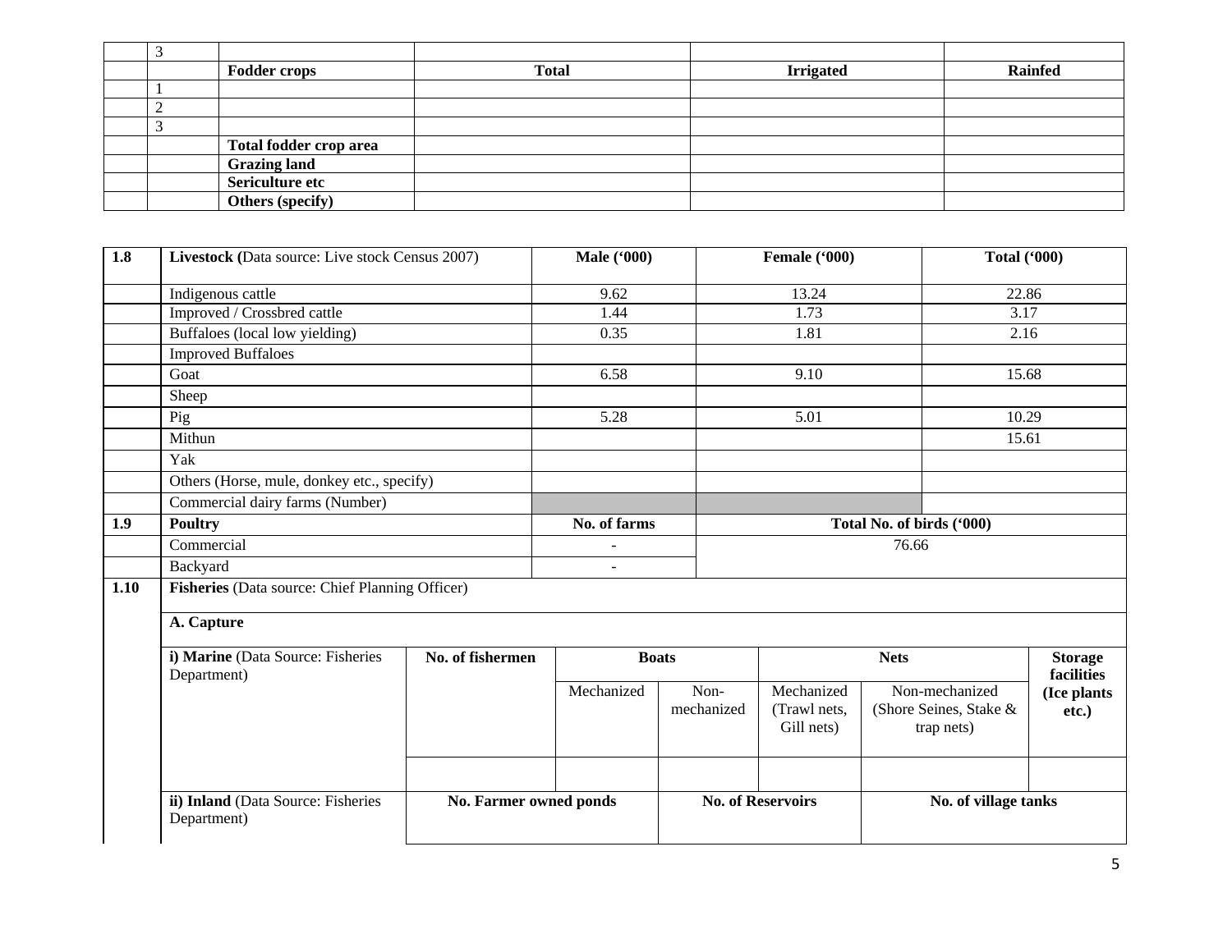| | 3 | | | | |
|---|---|---|---|---|---|
| | | **Fodder crops** | **Total** | **Irrigated** | **Rainfed** |
| | 1 | | | | |
| | 2 | | | | |
| | 3 | | | | |
| | | **Total fodder crop area** | | | |
| | | **Grazing land** | | | |
| | | **Sericulture etc** | | | |
| | | **Others (specify)** | | | |

| **1.8** | **Livestock (**Data source: Live stock Census 2007) | **Male ('000)** | **Female ('000)** | **Total ('000)** |
|---|---|---|---|---|
| | Indigenous cattle | 9.62 | 13.24 | 22.86 |
| | Improved / Crossbred cattle | 1.44 | 1.73 | 3.17 |
| | Buffaloes (local low yielding) | 0.35 | 1.81 | 2.16 |
| | Improved Buffaloes | | | |
| | Goat | 6.58 | 9.10 | 15.68 |
| | Sheep | | | |
| | Pig | 5.28 | 5.01 | 10.29 |
| | Mithun | | | 15.61 |
| | Yak | | | |
| | Others (Horse, mule, donkey etc., specify) | | | |
| | Commercial dairy farms (Number) | | | |
| **1.9** | **Poultry** | **No. of farms** | **Total No. of birds ('000)** | |
| | Commercial | - | 76.66 | |
| | Backyard | - | | |

**1.10 Fisheries** (Data source: Chief Planning Officer)

**A. Capture**

| **i) Marine** (Data Source: Fisheries Department) | **No. of fishermen** | **Boats** | | **Nets** | | **Storage facilities (Ice plants etc.)** |
|---|---|---|---|---|---|---|
| | | Mechanized | Non-mechanized | Mechanized (Trawl nets, Gill nets) | Non-mechanized (Shore Seines, Stake & trap nets) | |
| | | | | | | |

| **ii) Inland** (Data Source: Fisheries Department) | **No. Farmer owned ponds** | **No. of Reservoirs** | **No. of village tanks** |
|---|---|---|---|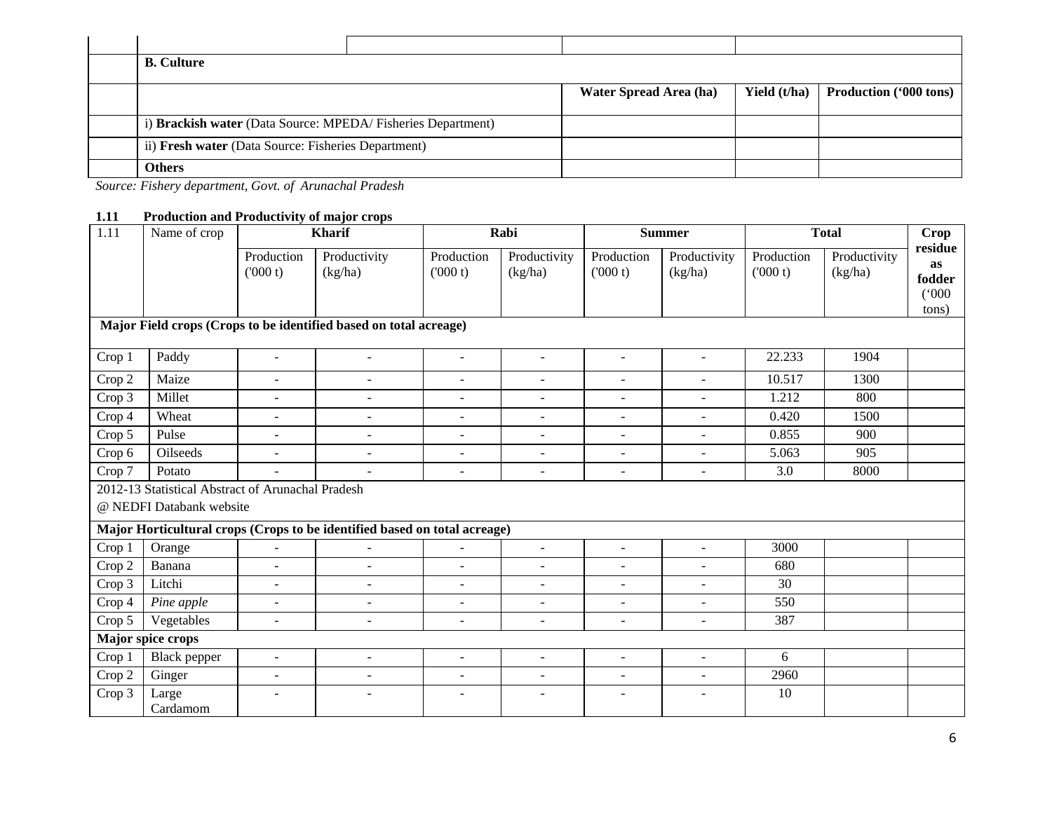| | | | | | |
|---|---|---|---|---|---|
| | | | | | |
| | **B. Culture** | | | | |
| | | | **Water Spread Area (ha)** | **Yield (t/ha)** | **Production ('000 tons)** |
| | i) **Brackish water** (Data Source: MPEDA/ Fisheries Department) | | | | |
| | ii) **Fresh water** (Data Source: Fisheries Department) | | | | |
| | **Others** | | | | |

*Source: Fishery department, Govt. of Arunachal Pradesh*

**1.11 Production and Productivity of major crops**

| 1.11 | Name of crop | Kharif | | Rabi | | Summer | | Total | | Crop residue as fodder ('000 tons) |
|---|---|---|---|---|---|---|---|---|---|---|
| | | Production ('000 t) | Productivity (kg/ha) | Production ('000 t) | Productivity (kg/ha) | Production ('000 t) | Productivity (kg/ha) | Production ('000 t) | Productivity (kg/ha) | |
| **Major Field crops (Crops to be identified based on total acreage)** | | | | | | | | | | |
| Crop 1 | Paddy | - | - | - | - | - | - | 22.233 | 1904 | |
| Crop 2 | Maize | - | - | - | - | - | - | 10.517 | 1300 | |
| Crop 3 | Millet | - | - | - | - | - | - | 1.212 | 800 | |
| Crop 4 | Wheat | - | - | - | - | - | - | 0.420 | 1500 | |
| Crop 5 | Pulse | - | - | - | - | - | - | 0.855 | 900 | |
| Crop 6 | Oilseeds | - | - | - | - | - | - | 5.063 | 905 | |
| Crop 7 | Potato | - | - | - | - | - | - | 3.0 | 8000 | |
| 2012-13 Statistical Abstract of Arunachal Pradesh @ NEDFI Databank website | | | | | | | | | | |
| **Major Horticultural crops (Crops to be identified based on total acreage)** | | | | | | | | | | |
| Crop 1 | Orange | - | - | - | - | - | - | 3000 | | |
| Crop 2 | Banana | - | - | - | - | - | - | 680 | | |
| Crop 3 | Litchi | - | - | - | - | - | - | 30 | | |
| Crop 4 | *Pine apple* | - | - | - | - | - | - | 550 | | |
| Crop 5 | Vegetables | - | - | - | - | - | - | 387 | | |
| **Major spice crops** | | | | | | | | | | |
| Crop 1 | Black pepper | - | - | - | - | - | - | 6 | | |
| Crop 2 | Ginger | - | - | - | - | - | - | 2960 | | |
| Crop 3 | Large Cardamom | - | - | - | - | - | - | 10 | | |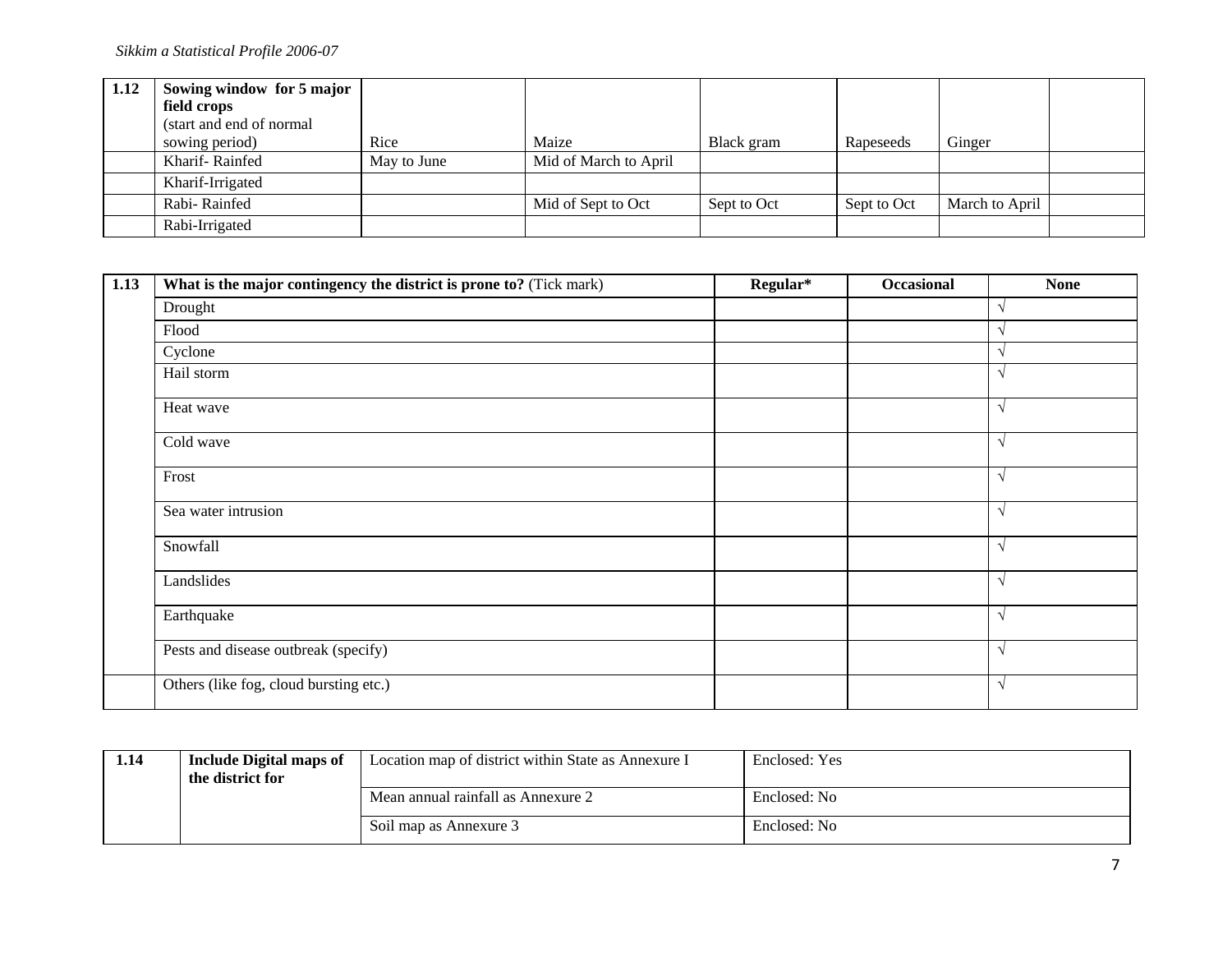| 1.12 | Sowing window for 5 major field crops (start and end of normal sowing period) | Rice | Maize | Black gram | Rapeseeds | Ginger | |
|---|---|---|---|---|---|---|---|
| | Kharif- Rainfed | May to June | Mid of March to April | | | | |
| | Kharif-Irrigated | | | | | | |
| | Rabi- Rainfed | | Mid of Sept to Oct | Sept to Oct | Sept to Oct | March to April | |
| | Rabi-Irrigated | | | | | | |

| 1.13 | **What is the major contingency the district is prone to?** (Tick mark) | **Regular*** | **Occasional** | **None** |
|---|---|---|---|---|
| | Drought | | | √ |
| | Flood | | | √ |
| | Cyclone | | | √ |
| | Hail storm | | | √ |
| | Heat wave | | | √ |
| | Cold wave | | | √ |
| | Frost | | | √ |
| | Sea water intrusion | | | √ |
| | Snowfall | | | √ |
| | Landslides | | | √ |
| | Earthquake | | | √ |
| | Pests and disease outbreak (specify) | | | √ |
| | Others (like fog, cloud bursting etc.) | | | √ |

| 1.14 | **Include Digital maps of the district for** | Location map of district within State as Annexure I | Enclosed: Yes |
|---|---|---|---|
| | | Mean annual rainfall as Annexure 2 | Enclosed: No |
| | | Soil map as Annexure 3 | Enclosed: No |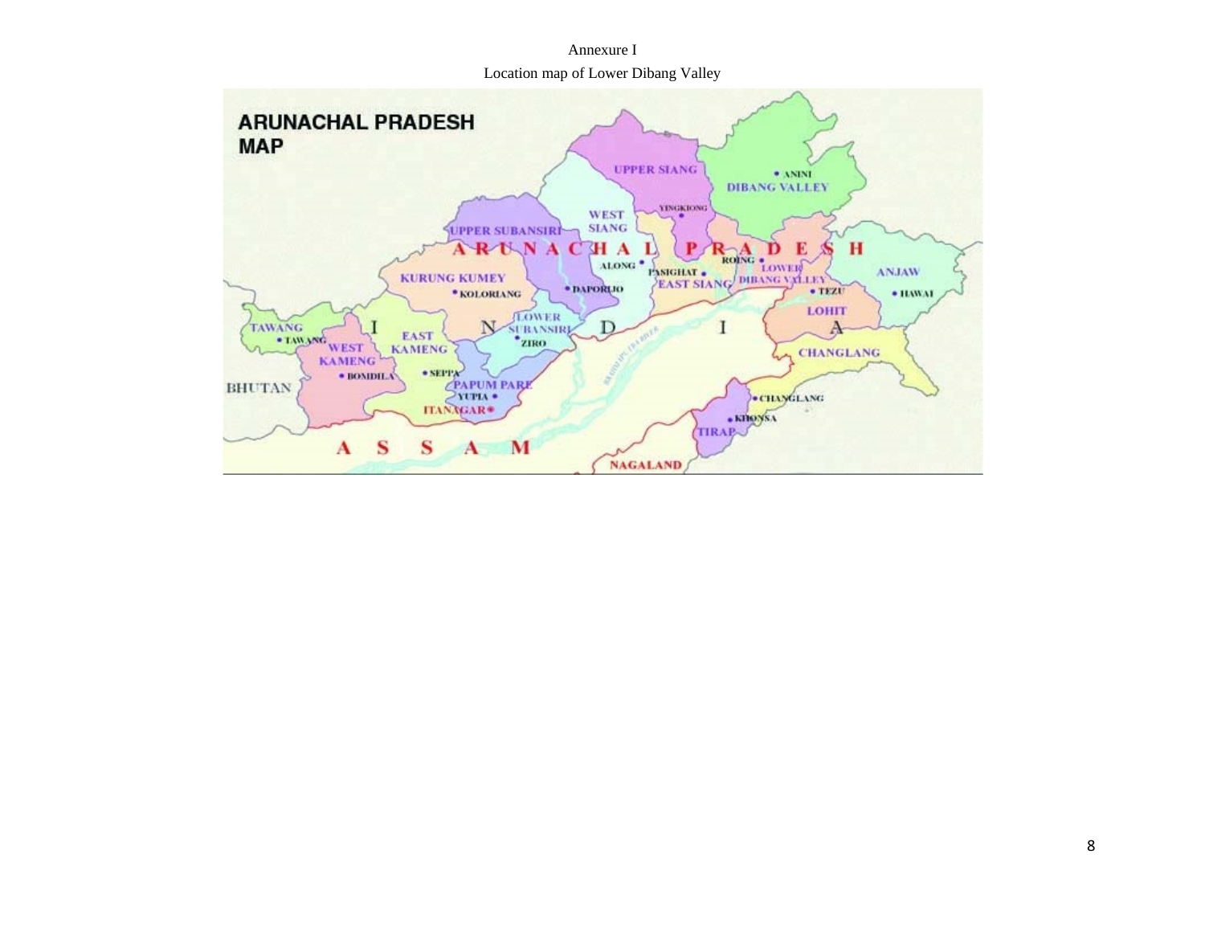Annexure I

Location map of Lower Dibang Valley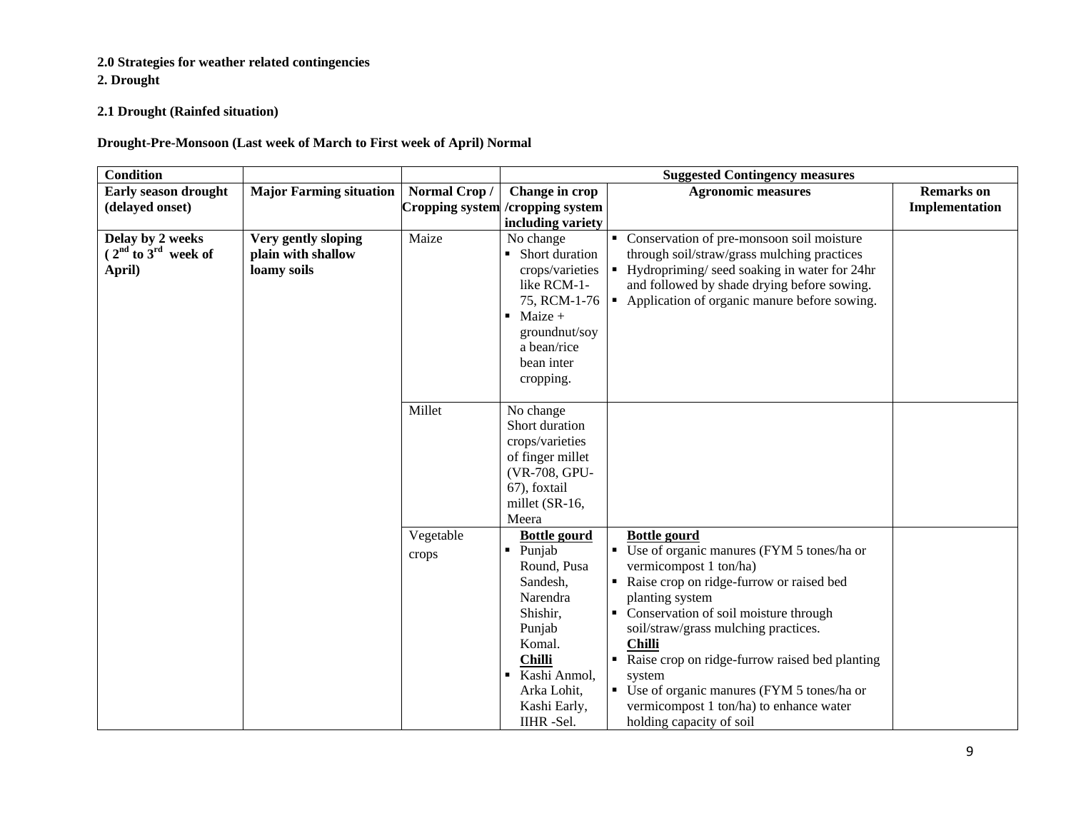**2.0 Strategies for weather related contingencies**

**2. Drought**

**2.1 Drought (Rainfed situation)**

**Drought-Pre-Monsoon (Last week of March to First week of April) Normal**

| Condition | | | Suggested Contingency measures | | |
|---|---|---|---|---|---|
| **Early season drought (delayed onset)** | **Major Farming situation** | **Normal Crop / Cropping system** | **Change in crop /cropping system including variety** | **Agronomic measures** | **Remarks on Implementation** |
| **Delay by 2 weeks ($2^{nd}$ to $3^{rd}$ week of April)** | **Very gently sloping plain with shallow loamy soils** | Maize | No change<br>▪ Short duration crops/varieties like RCM-1-75, RCM-1-76<br>▪ Maize + groundnut/soy a bean/rice bean inter cropping. | ▪ Conservation of pre-monsoon soil moisture through soil/straw/grass mulching practices<br>▪ Hydropriming/ seed soaking in water for 24hr and followed by shade drying before sowing.<br>▪ Application of organic manure before sowing. | |
| | | Millet | No change<br>Short duration crops/varieties of finger millet (VR-708, GPU-67), foxtail millet (SR-16, Meera | | |
| | | Vegetable crops | **Bottle gourd**<br>▪ Punjab Round, Pusa Sandesh, Narendra Shishir, Punjab Komal.<br>**Chilli**<br>▪ Kashi Anmol, Arka Lohit, Kashi Early, IIHR -Sel. | **Bottle gourd**<br>▪ Use of organic manures (FYM 5 tones/ha or vermicompost 1 ton/ha)<br>▪ Raise crop on ridge-furrow or raised bed planting system<br>▪ Conservation of soil moisture through soil/straw/grass mulching practices.<br>**Chilli**<br>▪ Raise crop on ridge-furrow raised bed planting system<br>▪ Use of organic manures (FYM 5 tones/ha or vermicompost 1 ton/ha) to enhance water holding capacity of soil | |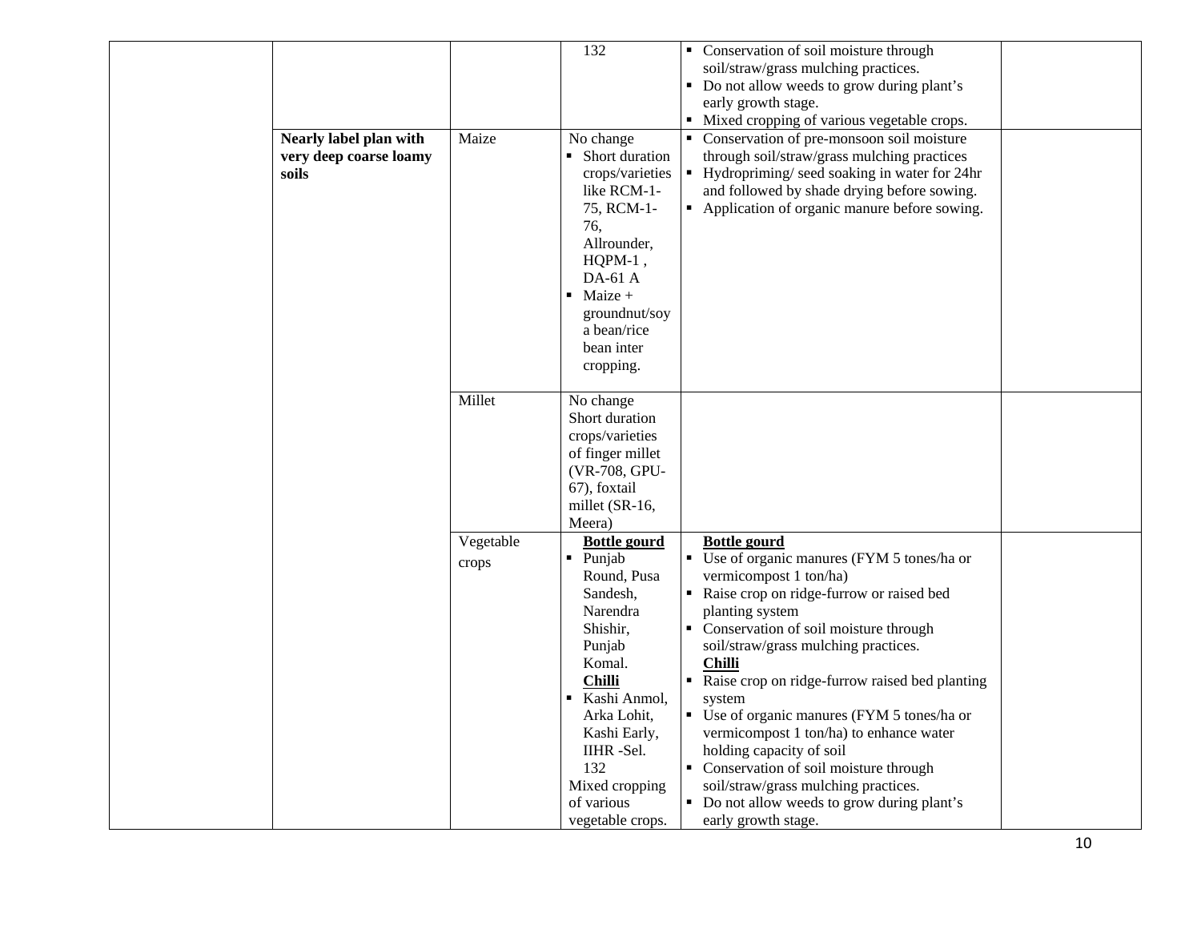| | | | | | |
|---|---|---|---|---|---|
| | | | 132 | ▪ Conservation of soil moisture through soil/straw/grass mulching practices.<br>▪ Do not allow weeds to grow during plant's early growth stage.<br>▪ Mixed cropping of various vegetable crops. | |
| | **Nearly label plan with very deep coarse loamy soils** | Maize | No change<br>▪ Short duration crops/varieties like RCM-1-75, RCM-1-76, Allrounder, HQPM-1 , DA-61 A<br>▪ Maize + groundnut/soy a bean/rice bean inter cropping. | ▪ Conservation of pre-monsoon soil moisture through soil/straw/grass mulching practices<br>▪ Hydropriming/ seed soaking in water for 24hr and followed by shade drying before sowing.<br>▪ Application of organic manure before sowing. | |
| | | Millet | No change<br>Short duration crops/varieties of finger millet (VR-708, GPU-67), foxtail millet (SR-16, Meera) | | |
| | | Vegetable crops | **Bottle gourd**<br>▪ Punjab Round, Pusa Sandesh, Narendra Shishir, Punjab Komal.<br>**Chilli**<br>▪ Kashi Anmol, Arka Lohit, Kashi Early, IIHR -Sel. 132<br>Mixed cropping of various vegetable crops. | **Bottle gourd**<br>▪ Use of organic manures (FYM 5 tones/ha or vermicompost 1 ton/ha)<br>▪ Raise crop on ridge-furrow or raised bed planting system<br>▪ Conservation of soil moisture through soil/straw/grass mulching practices.<br>**Chilli**<br>▪ Raise crop on ridge-furrow raised bed planting system<br>▪ Use of organic manures (FYM 5 tones/ha or vermicompost 1 ton/ha) to enhance water holding capacity of soil<br>▪ Conservation of soil moisture through soil/straw/grass mulching practices.<br>▪ Do not allow weeds to grow during plant's early growth stage. | |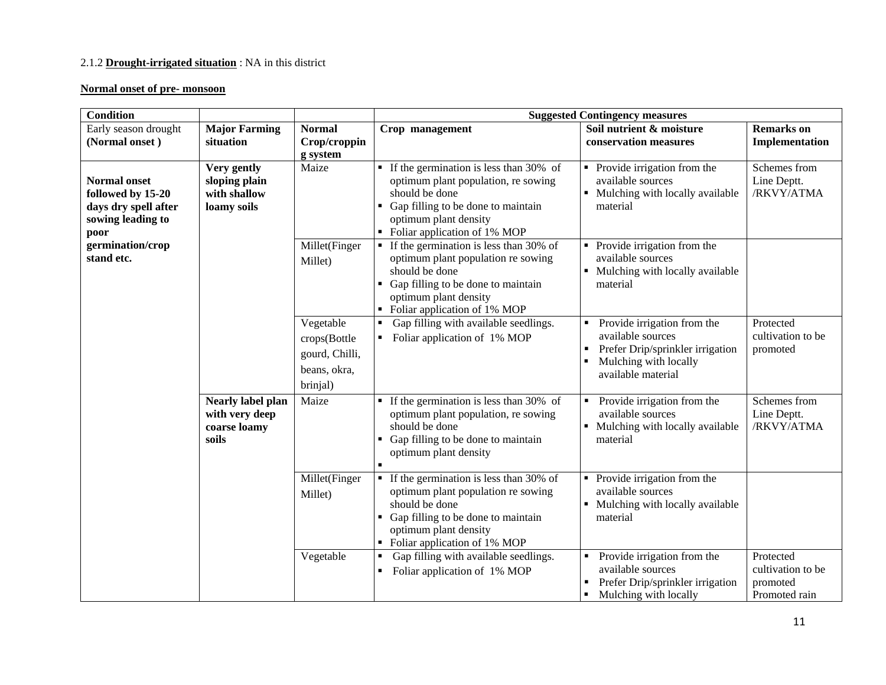2.1.2 **Drought-irrigated situation** : NA in this district

**Normal onset of pre- monsoon**

| Condition | | | Suggested Contingency measures | | |
|---|---|---|---|---|---|
| Early season drought **(Normal onset )** | **Major Farming situation** | **Normal Crop/cropping system** | **Crop management** | **Soil nutrient & moisture conservation measures** | **Remarks on Implementation** |
| **Normal onset followed by 15-20 days dry spell after sowing leading to poor germination/crop stand etc.** | **Very gently sloping plain with shallow loamy soils** | Maize | ▪ If the germination is less than 30% of optimum plant population, re sowing should be done<br>▪ Gap filling to be done to maintain optimum plant density<br>▪ Foliar application of 1% MOP | ▪ Provide irrigation from the available sources<br>▪ Mulching with locally available material | Schemes from Line Deptt. /RKVY/ATMA |
| | | Millet(Finger Millet) | ▪ If the germination is less than 30% of optimum plant population re sowing should be done<br>▪ Gap filling to be done to maintain optimum plant density<br>▪ Foliar application of 1% MOP | ▪ Provide irrigation from the available sources<br>▪ Mulching with locally available material | |
| | | Vegetable crops(Bottle gourd, Chilli, beans, okra, brinjal) | ▪ Gap filling with available seedlings.<br>▪ Foliar application of 1% MOP | ▪ Provide irrigation from the available sources<br>▪ Prefer Drip/sprinkler irrigation<br>▪ Mulching with locally available material | Protected cultivation to be promoted |
| | **Nearly label plan with very deep coarse loamy soils** | Maize | ▪ If the germination is less than 30% of optimum plant population, re sowing should be done<br>▪ Gap filling to be done to maintain optimum plant density<br>▪ | ▪ Provide irrigation from the available sources<br>▪ Mulching with locally available material | Schemes from Line Deptt. /RKVY/ATMA |
| | | Millet(Finger Millet) | ▪ If the germination is less than 30% of optimum plant population re sowing should be done<br>▪ Gap filling to be done to maintain optimum plant density<br>▪ Foliar application of 1% MOP | ▪ Provide irrigation from the available sources<br>▪ Mulching with locally available material | |
| | | Vegetable | ▪ Gap filling with available seedlings.<br>▪ Foliar application of 1% MOP | ▪ Provide irrigation from the available sources<br>▪ Prefer Drip/sprinkler irrigation<br>▪ Mulching with locally | Protected cultivation to be promoted Promoted rain |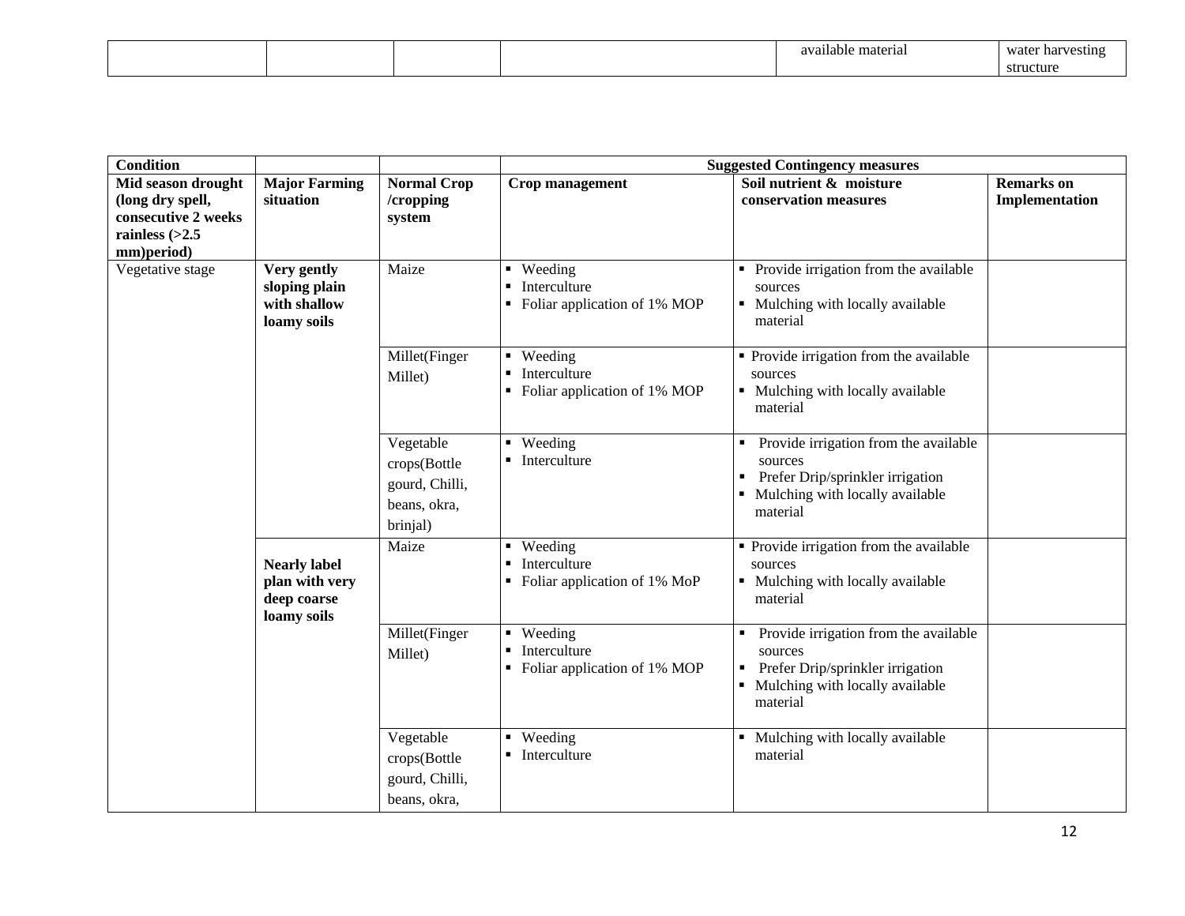| | | | | available material | water harvesting structure |
|---|---|---|---|---|---|

| **Condition** | | | **Suggested Contingency measures** | | |
|---|---|---|---|---|---|
| **Mid season drought (long dry spell, consecutive 2 weeks rainless (>2.5 mm)period)** | **Major Farming situation** | **Normal Crop /cropping system** | **Crop management** | **Soil nutrient & moisture conservation measures** | **Remarks on Implementation** |
| Vegetative stage | **Very gently sloping plain with shallow loamy soils** | Maize | ▪ Weeding<br>▪ Interculture<br>▪ Foliar application of 1% MOP | ▪ Provide irrigation from the available sources<br>▪ Mulching with locally available material | |
| | | Millet(Finger Millet) | ▪ Weeding<br>▪ Interculture<br>▪ Foliar application of 1% MOP | ▪ Provide irrigation from the available sources<br>▪ Mulching with locally available material | |
| | | Vegetable crops(Bottle gourd, Chilli, beans, okra, brinjal) | ▪ Weeding<br>▪ Interculture | ▪ Provide irrigation from the available sources<br>▪ Prefer Drip/sprinkler irrigation<br>▪ Mulching with locally available material | |
| | **Nearly label plan with very deep coarse loamy soils** | Maize | ▪ Weeding<br>▪ Interculture<br>▪ Foliar application of 1% MoP | ▪ Provide irrigation from the available sources<br>▪ Mulching with locally available material | |
| | | Millet(Finger Millet) | ▪ Weeding<br>▪ Interculture<br>▪ Foliar application of 1% MOP | ▪ Provide irrigation from the available sources<br>▪ Prefer Drip/sprinkler irrigation<br>▪ Mulching with locally available material | |
| | | Vegetable crops(Bottle gourd, Chilli, beans, okra, | ▪ Weeding<br>▪ Interculture | ▪ Mulching with locally available material | |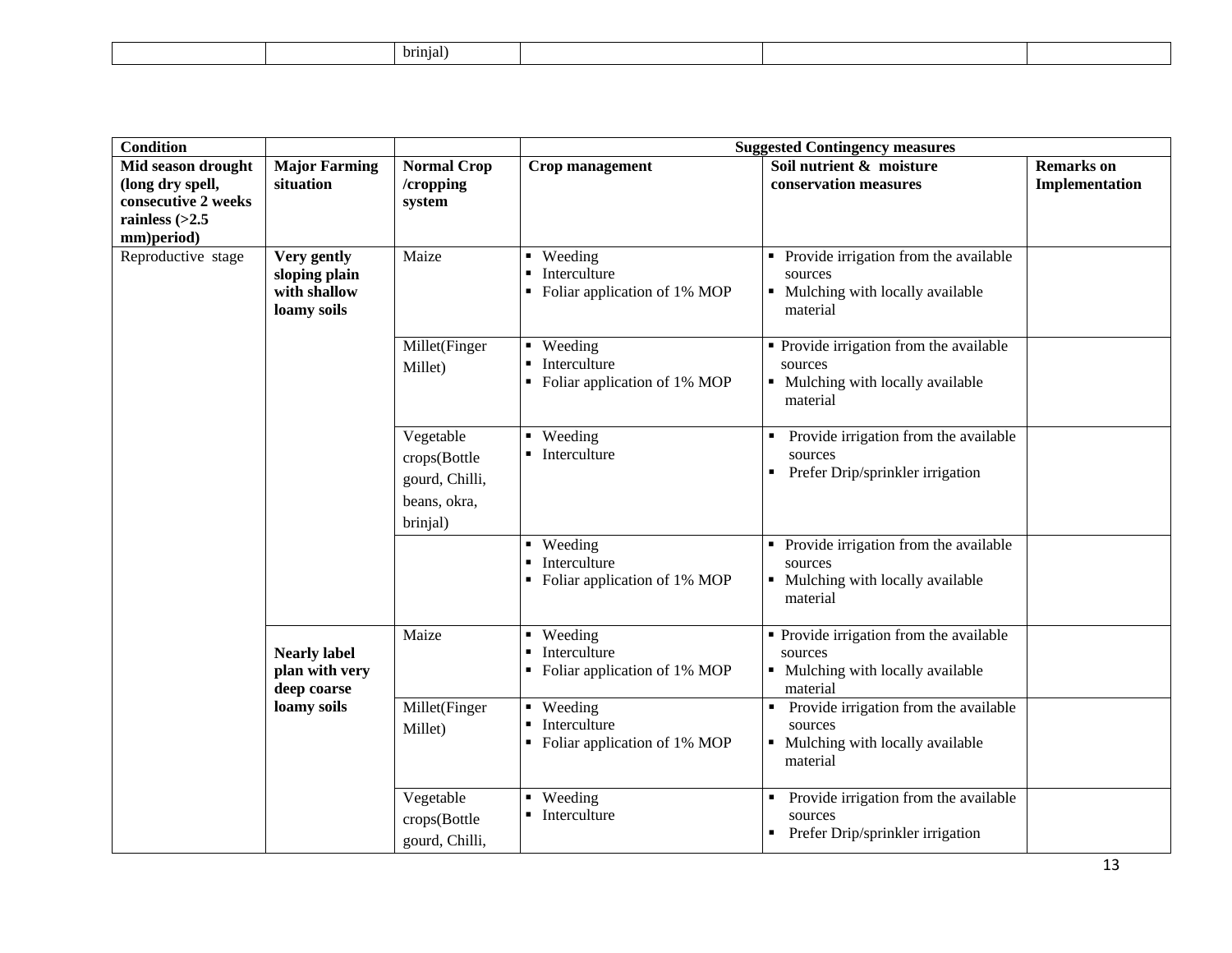| | | brinjal) | | | |
|---|---|---|---|---|---|

| **Condition** | | | **Suggested Contingency measures** | | |
|---|---|---|---|---|---|
| **Mid season drought (long dry spell, consecutive 2 weeks rainless (>2.5 mm)period)** | **Major Farming situation** | **Normal Crop /cropping system** | **Crop management** | **Soil nutrient & moisture conservation measures** | **Remarks on Implementation** |
| Reproductive stage | **Very gently sloping plain with shallow loamy soils** | Maize | ▪ Weeding<br>▪ Interculture<br>▪ Foliar application of 1% MOP | ▪ Provide irrigation from the available sources<br>▪ Mulching with locally available material | |
| | | Millet(Finger Millet) | ▪ Weeding<br>▪ Interculture<br>▪ Foliar application of 1% MOP | ▪ Provide irrigation from the available sources<br>▪ Mulching with locally available material | |
| | | Vegetable crops(Bottle gourd, Chilli, beans, okra, brinjal) | ▪ Weeding<br>▪ Interculture | ▪ Provide irrigation from the available sources<br>▪ Prefer Drip/sprinkler irrigation | |
| | | | ▪ Weeding<br>▪ Interculture<br>▪ Foliar application of 1% MOP | ▪ Provide irrigation from the available sources<br>▪ Mulching with locally available material | |
| | **Nearly label plan with very deep coarse loamy soils** | Maize | ▪ Weeding<br>▪ Interculture<br>▪ Foliar application of 1% MOP | ▪ Provide irrigation from the available sources<br>▪ Mulching with locally available material | |
| | | Millet(Finger Millet) | ▪ Weeding<br>▪ Interculture<br>▪ Foliar application of 1% MOP | ▪ Provide irrigation from the available sources<br>▪ Mulching with locally available material | |
| | | Vegetable crops(Bottle gourd, Chilli, | ▪ Weeding<br>▪ Interculture | ▪ Provide irrigation from the available sources<br>▪ Prefer Drip/sprinkler irrigation | |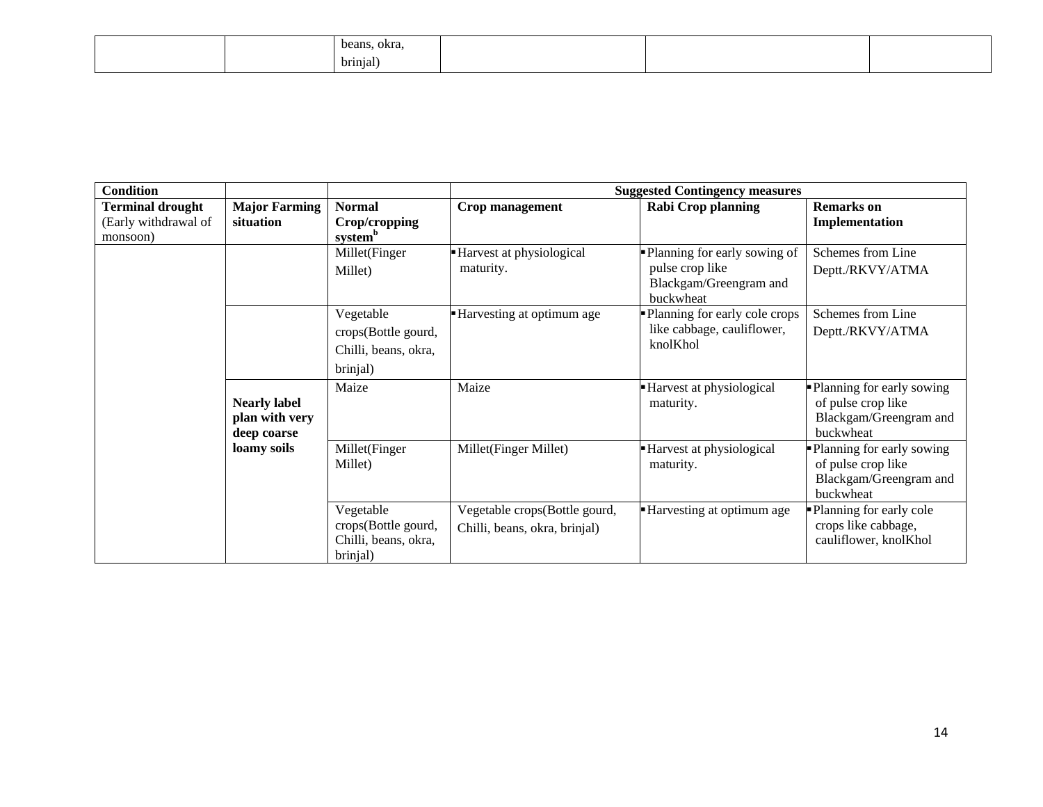| | | beans, okra, brinjal) | | | |
|---|---|---|---|---|---|

| Condition | | | Suggested Contingency measures | | |
|---|---|---|---|---|---|
| **Terminal drought** (Early withdrawal of monsoon) | **Major Farming situation** | **Normal Crop/cropping system**[b] | **Crop management** | **Rabi Crop planning** | **Remarks on Implementation** |
| | | Millet(Finger Millet) | ▪ Harvest at physiological maturity. | ▪ Planning for early sowing of pulse crop like Blackgam/Greengram and buckwheat | Schemes from Line Deptt./RKVY/ATMA |
| | | Vegetable crops(Bottle gourd, Chilli, beans, okra, brinjal) | ▪ Harvesting at optimum age | ▪ Planning for early cole crops like cabbage, cauliflower, knolKhol | Schemes from Line Deptt./RKVY/ATMA |
| | **Nearly label plan with very deep coarse loamy soils** | Maize | Maize | ▪ Harvest at physiological maturity. | ▪ Planning for early sowing of pulse crop like Blackgam/Greengram and buckwheat |
| | | Millet(Finger Millet) | Millet(Finger Millet) | ▪ Harvest at physiological maturity. | ▪ Planning for early sowing of pulse crop like Blackgam/Greengram and buckwheat |
| | | Vegetable crops(Bottle gourd, Chilli, beans, okra, brinjal) | Vegetable crops(Bottle gourd, Chilli, beans, okra, brinjal) | ▪ Harvesting at optimum age | ▪ Planning for early cole crops like cabbage, cauliflower, knolKhol |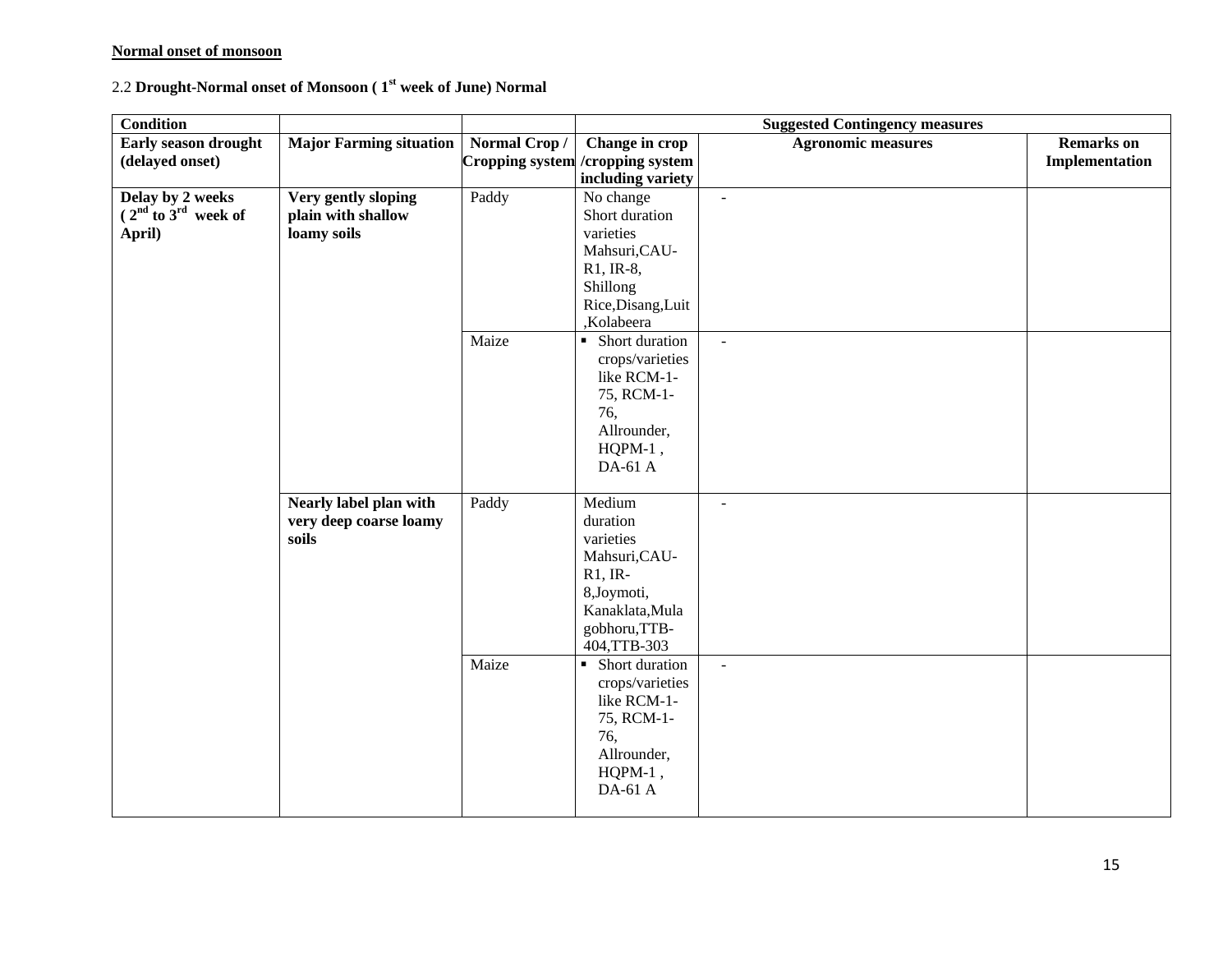**Normal onset of monsoon**

2.2 **Drought-Normal onset of Monsoon ( 1st week of June) Normal**

| Condition | | | Suggested Contingency measures | | |
|---|---|---|---|---|---|
| **Early season drought (delayed onset)** | **Major Farming situation** | **Normal Crop / Cropping system** | **Change in crop /cropping system including variety** | **Agronomic measures** | **Remarks on Implementation** |
| **Delay by 2 weeks ( 2nd to 3rd week of April)** | **Very gently sloping plain with shallow loamy soils** | Paddy | No change Short duration varieties Mahsuri,CAU-R1, IR-8, Shillong Rice,Disang,Luit ,Kolabeera | - | |
| | | Maize | ▪ Short duration crops/varieties like RCM-1-75, RCM-1-76, Allrounder, HQPM-1 , DA-61 A | - | |
| | **Nearly label plan with very deep coarse loamy soils** | Paddy | Medium duration varieties Mahsuri,CAU-R1, IR-8,Joymoti, Kanaklata,Mula gobhoru,TTB-404,TTB-303 | - | |
| | | Maize | ▪ Short duration crops/varieties like RCM-1-75, RCM-1-76, Allrounder, HQPM-1 , DA-61 A | - | |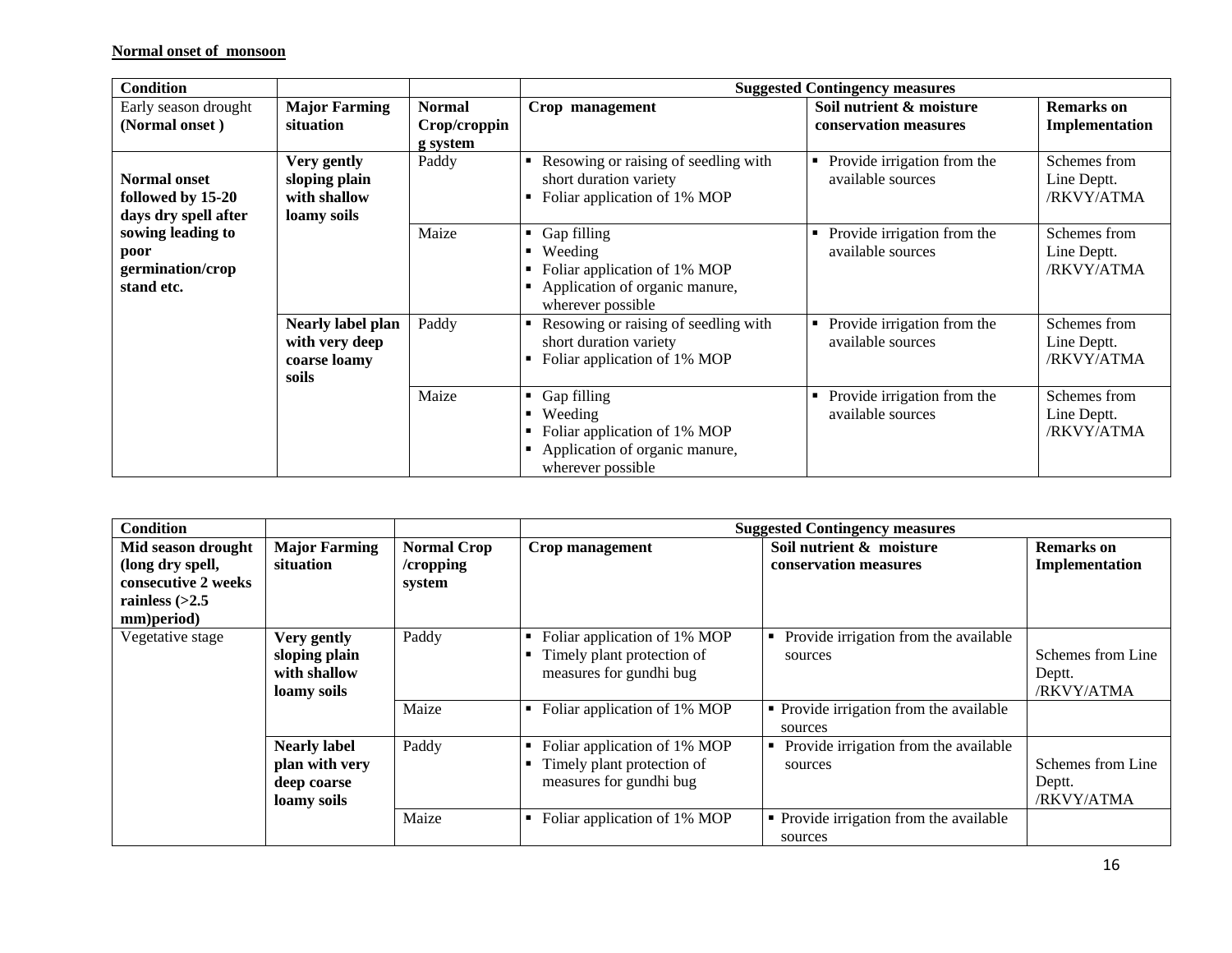**Normal onset of monsoon**

| Condition | | | Suggested Contingency measures | | |
|---|---|---|---|---|---|
| Early season drought **(Normal onset )** | **Major Farming situation** | **Normal Crop/cropping system** | **Crop management** | **Soil nutrient & moisture conservation measures** | **Remarks on Implementation** |
| **Normal onset followed by 15-20 days dry spell after sowing leading to poor germination/crop stand etc.** | **Very gently sloping plain with shallow loamy soils** | Paddy | ▪ Resowing or raising of seedling with short duration variety<br>▪ Foliar application of 1% MOP | ▪ Provide irrigation from the available sources | Schemes from Line Deptt. /RKVY/ATMA |
| | | Maize | ▪ Gap filling<br>▪ Weeding<br>▪ Foliar application of 1% MOP<br>▪ Application of organic manure, wherever possible | ▪ Provide irrigation from the available sources | Schemes from Line Deptt. /RKVY/ATMA |
| | **Nearly label plan with very deep coarse loamy soils** | Paddy | ▪ Resowing or raising of seedling with short duration variety<br>▪ Foliar application of 1% MOP | ▪ Provide irrigation from the available sources | Schemes from Line Deptt. /RKVY/ATMA |
| | | Maize | ▪ Gap filling<br>▪ Weeding<br>▪ Foliar application of 1% MOP<br>▪ Application of organic manure, wherever possible | ▪ Provide irrigation from the available sources | Schemes from Line Deptt. /RKVY/ATMA |

| Condition | | | Suggested Contingency measures | | |
|---|---|---|---|---|---|
| **Mid season drought (long dry spell, consecutive 2 weeks rainless (>2.5 mm)period)** | **Major Farming situation** | **Normal Crop /cropping system** | **Crop management** | **Soil nutrient & moisture conservation measures** | **Remarks on Implementation** |
| Vegetative stage | **Very gently sloping plain with shallow loamy soils** | Paddy | ▪ Foliar application of 1% MOP<br>▪ Timely plant protection of measures for gundhi bug | ▪ Provide irrigation from the available sources | Schemes from Line Deptt. /RKVY/ATMA |
| | | Maize | ▪ Foliar application of 1% MOP | ▪ Provide irrigation from the available sources | |
| | **Nearly label plan with very deep coarse loamy soils** | Paddy | ▪ Foliar application of 1% MOP<br>▪ Timely plant protection of measures for gundhi bug | ▪ Provide irrigation from the available sources | Schemes from Line Deptt. /RKVY/ATMA |
| | | Maize | ▪ Foliar application of 1% MOP | ▪ Provide irrigation from the available sources | |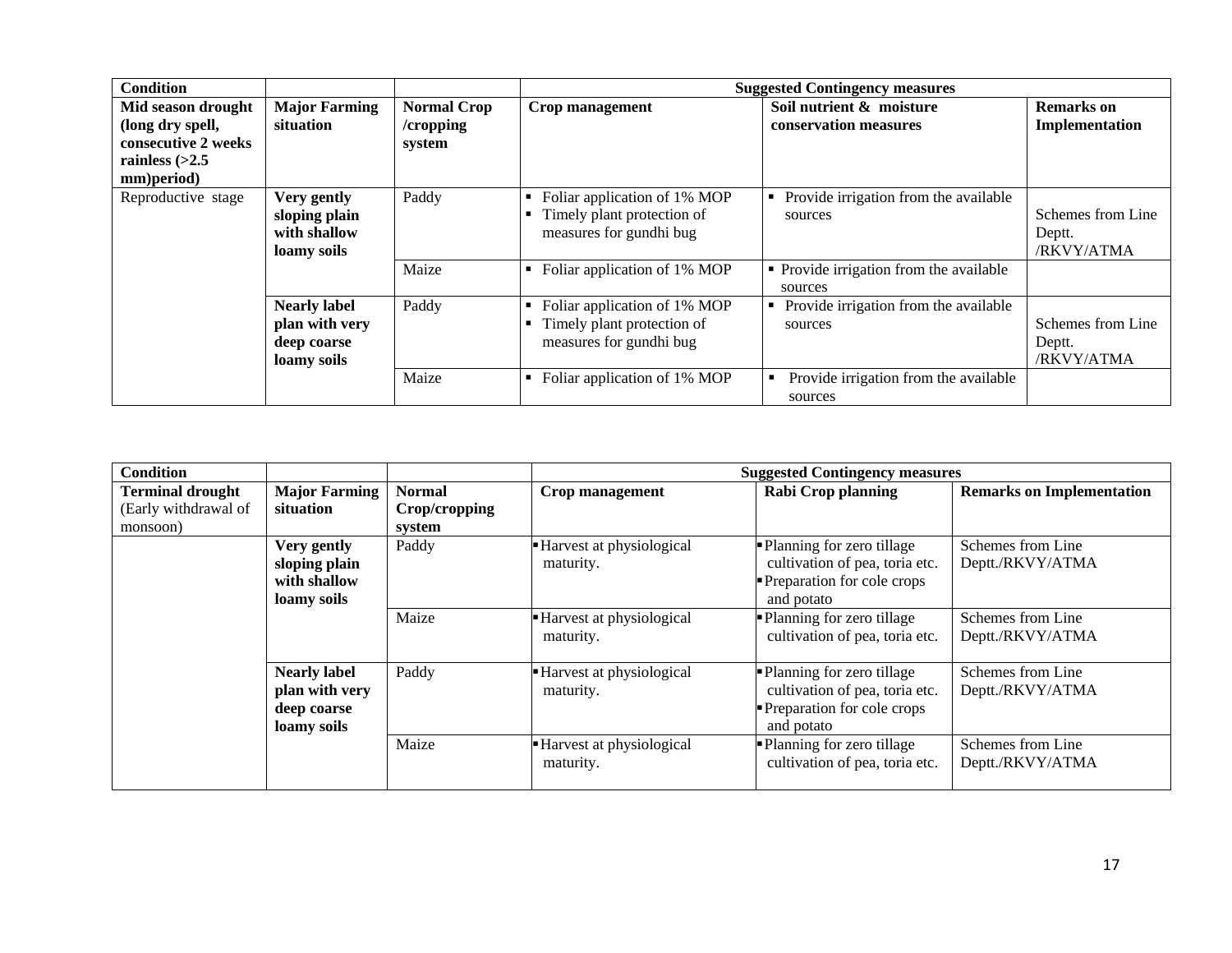| Condition | | | Suggested Contingency measures | | |
|---|---|---|---|---|---|
| **Mid season drought (long dry spell, consecutive 2 weeks rainless (>2.5 mm)period)** | **Major Farming situation** | **Normal Crop /cropping system** | **Crop management** | **Soil nutrient & moisture conservation measures** | **Remarks on Implementation** |
| Reproductive stage | **Very gently sloping plain with shallow loamy soils** | Paddy | ▪ Foliar application of 1% MOP<br>▪ Timely plant protection of measures for gundhi bug | ▪ Provide irrigation from the available sources | Schemes from Line Deptt. /RKVY/ATMA |
| | | Maize | ▪ Foliar application of 1% MOP | ▪ Provide irrigation from the available sources | |
| | **Nearly label plan with very deep coarse loamy soils** | Paddy | ▪ Foliar application of 1% MOP<br>▪ Timely plant protection of measures for gundhi bug | ▪ Provide irrigation from the available sources | Schemes from Line Deptt. /RKVY/ATMA |
| | | Maize | ▪ Foliar application of 1% MOP | ▪ Provide irrigation from the available sources | |

| Condition | | | Suggested Contingency measures | | |
|---|---|---|---|---|---|
| **Terminal drought** (Early withdrawal of monsoon) | **Major Farming situation** | **Normal Crop/cropping system** | **Crop management** | **Rabi Crop planning** | **Remarks on Implementation** |
| | **Very gently sloping plain with shallow loamy soils** | Paddy | ▪ Harvest at physiological maturity. | ▪ Planning for zero tillage cultivation of pea, toria etc.<br>▪ Preparation for cole crops and potato | Schemes from Line Deptt./RKVY/ATMA |
| | | Maize | ▪ Harvest at physiological maturity. | ▪ Planning for zero tillage cultivation of pea, toria etc. | Schemes from Line Deptt./RKVY/ATMA |
| | **Nearly label plan with very deep coarse loamy soils** | Paddy | ▪ Harvest at physiological maturity. | ▪ Planning for zero tillage cultivation of pea, toria etc.<br>▪ Preparation for cole crops and potato | Schemes from Line Deptt./RKVY/ATMA |
| | | Maize | ▪ Harvest at physiological maturity. | ▪ Planning for zero tillage cultivation of pea, toria etc. | Schemes from Line Deptt./RKVY/ATMA |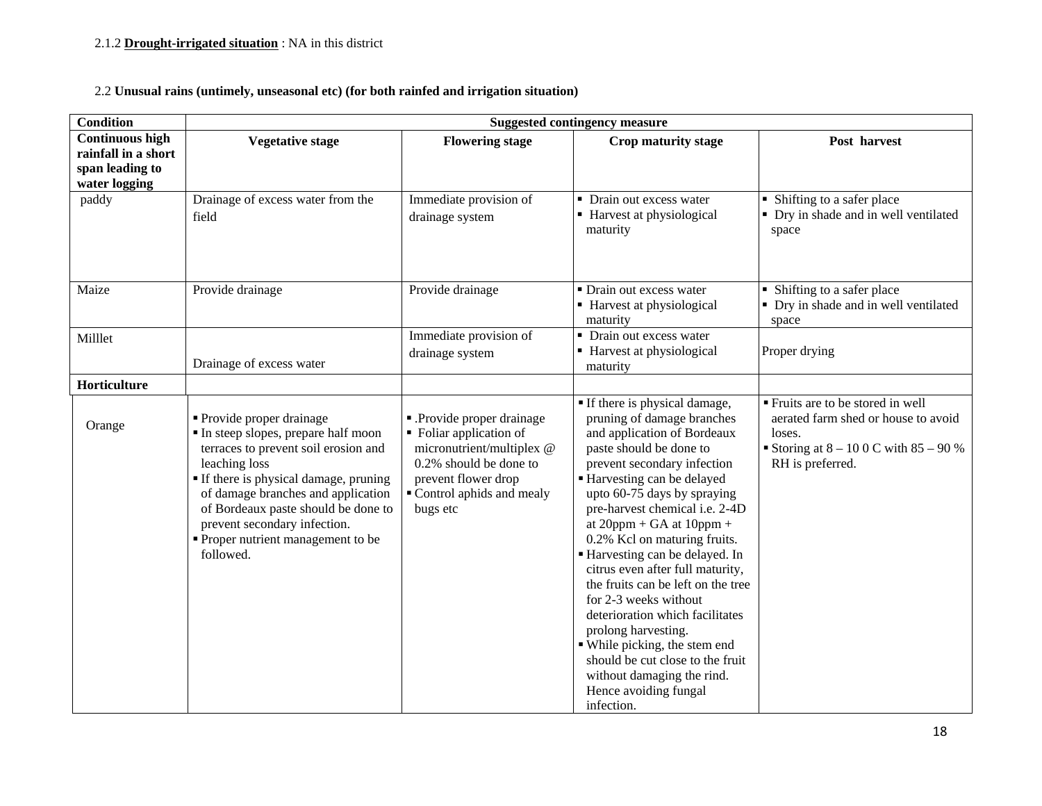2.1.2 **Drought-irrigated situation** : NA in this district

2.2 **Unusual rains (untimely, unseasonal etc) (for both rainfed and irrigation situation)**

| **Condition** | **Suggested contingency measure** | | | |
|---|---|---|---|---|
| **Continuous high rainfall in a short span leading to water logging** | **Vegetative stage** | **Flowering stage** | **Crop maturity stage** | **Post harvest** |
| paddy | Drainage of excess water from the field | Immediate provision of drainage system | ▪ Drain out excess water<br>▪ Harvest at physiological maturity | ▪ Shifting to a safer place<br>▪ Dry in shade and in well ventilated space |
| Maize | Provide drainage | Provide drainage | ▪ Drain out excess water<br>▪ Harvest at physiological maturity | ▪ Shifting to a safer place<br>▪ Dry in shade and in well ventilated space |
| Milllet | Drainage of excess water | Immediate provision of drainage system | ▪ Drain out excess water<br>▪ Harvest at physiological maturity | Proper drying |
| **Horticulture** | | | | |
| Orange | ▪ Provide proper drainage<br>▪ In steep slopes, prepare half moon terraces to prevent soil erosion and leaching loss<br>▪ If there is physical damage, pruning of damage branches and application of Bordeaux paste should be done to prevent secondary infection.<br>▪ Proper nutrient management to be followed. | ▪ .Provide proper drainage<br>▪ Foliar application of micronutrient/multiplex @ 0.2% should be done to prevent flower drop<br>▪ Control aphids and mealy bugs etc | ▪ If there is physical damage, pruning of damage branches and application of Bordeaux paste should be done to prevent secondary infection<br>▪ Harvesting can be delayed upto 60-75 days by spraying pre-harvest chemical i.e. 2-4D at 20ppm + GA at 10ppm + 0.2% Kcl on maturing fruits.<br>▪ Harvesting can be delayed. In citrus even after full maturity, the fruits can be left on the tree for 2-3 weeks without deterioration which facilitates prolong harvesting.<br>▪ While picking, the stem end should be cut close to the fruit without damaging the rind. Hence avoiding fungal infection. | ▪ Fruits are to be stored in well aerated farm shed or house to avoid loses.<br>▪ Storing at 8 – 10 0 C with 85 – 90 % RH is preferred. |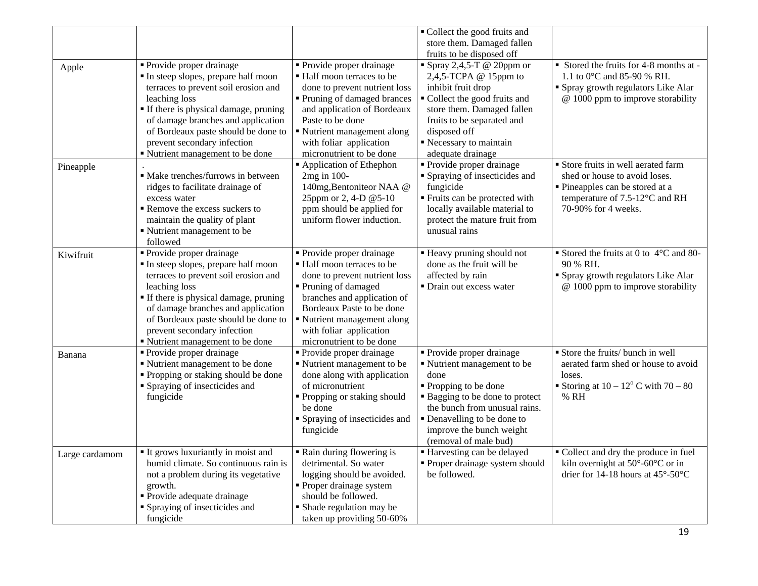| | | | | |
|---|---|---|---|---|
| | | | ▪ Collect the good fruits and store them. Damaged fallen fruits to be disposed off | |
| Apple | ▪ Provide proper drainage<br>▪ In steep slopes, prepare half moon terraces to prevent soil erosion and leaching loss<br>▪ If there is physical damage, pruning of damage branches and application of Bordeaux paste should be done to prevent secondary infection<br>▪ Nutrient management to be done | ▪ Provide proper drainage<br>▪ Half moon terraces to be done to prevent nutrient loss<br>▪ Pruning of damaged brances and application of Bordeaux Paste to be done<br>▪ Nutrient management along with foliar application micronutrient to be done | ▪ Spray 2,4,5-T @ 20ppm or 2,4,5-TCPA @ 15ppm to inhibit fruit drop<br>▪ Collect the good fruits and store them. Damaged fallen fruits to be separated and disposed off<br>▪ Necessary to maintain adequate drainage | ▪ Stored the fruits for 4-8 months at -1.1 to 0°C and 85-90 % RH.<br>▪ Spray growth regulators Like Alar @ 1000 ppm to improve storability |
| Pineapple | .<br>▪ Make trenches/furrows in between ridges to facilitate drainage of excess water<br>▪ Remove the excess suckers to maintain the quality of plant<br>▪ Nutrient management to be followed | ▪ Application of Ethephon 2mg in 100-140mg,Bentoniteor NAA @ 25ppm or 2, 4-D @5-10 ppm should be applied for uniform flower induction. | ▪ Provide proper drainage<br>▪ Spraying of insecticides and fungicide<br>▪ Fruits can be protected with locally available material to protect the mature fruit from unusual rains | ▪ Store fruits in well aerated farm shed or house to avoid loses.<br>▪ Pineapples can be stored at a temperature of 7.5-12°C and RH 70-90% for 4 weeks. |
| Kiwifruit | ▪ Provide proper drainage<br>▪ In steep slopes, prepare half moon terraces to prevent soil erosion and leaching loss<br>▪ If there is physical damage, pruning of damage branches and application of Bordeaux paste should be done to prevent secondary infection<br>▪ Nutrient management to be done | ▪ Provide proper drainage<br>▪ Half moon terraces to be done to prevent nutrient loss<br>▪ Pruning of damaged branches and application of Bordeaux Paste to be done<br>▪ Nutrient management along with foliar application micronutrient to be done | ▪ Heavy pruning should not done as the fruit will be affected by rain<br>▪ Drain out excess water | ▪ Stored the fruits at 0 to 4°C and 80-90 % RH.<br>▪ Spray growth regulators Like Alar @ 1000 ppm to improve storability |
| Banana | ▪ Provide proper drainage<br>▪ Nutrient management to be done<br>▪ Propping or staking should be done<br>▪ Spraying of insecticides and fungicide | ▪ Provide proper drainage<br>▪ Nutrient management to be done along with application of micronutrient<br>▪ Propping or staking should be done<br>▪ Spraying of insecticides and fungicide | ▪ Provide proper drainage<br>▪ Nutrient management to be done<br>▪ Propping to be done<br>▪ Bagging to be done to protect the bunch from unusual rains.<br>▪ Denavelling to be done to improve the bunch weight (removal of male bud) | ▪ Store the fruits/ bunch in well aerated farm shed or house to avoid loses.<br>▪ Storing at 10 – 12° C with 70 – 80 % RH |
| Large cardamom | ▪ It grows luxuriantly in moist and humid climate. So continuous rain is not a problem during its vegetative growth.<br>▪ Provide adequate drainage<br>▪ Spraying of insecticides and fungicide | ▪ Rain during flowering is detrimental. So water logging should be avoided.<br>▪ Proper drainage system should be followed.<br>▪ Shade regulation may be taken up providing 50-60% | ▪ Harvesting can be delayed<br>▪ Proper drainage system should be followed. | ▪ Collect and dry the produce in fuel kiln overnight at 50°-60°C or in drier for 14-18 hours at 45°-50°C |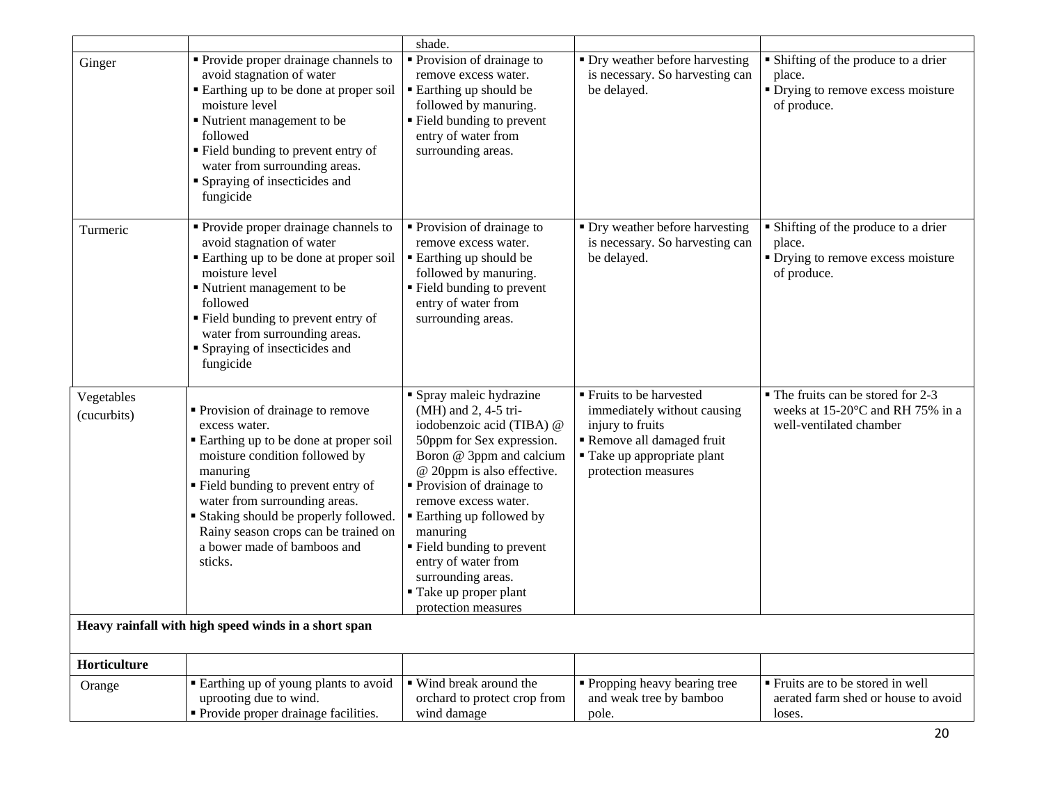| | | shade. | | |
|---|---|---|---|---|
| Ginger | ▪ Provide proper drainage channels to avoid stagnation of water<br>▪ Earthing up to be done at proper soil moisture level<br>▪ Nutrient management to be followed<br>▪ Field bunding to prevent entry of water from surrounding areas.<br>▪ Spraying of insecticides and fungicide | ▪ Provision of drainage to remove excess water.<br>▪ Earthing up should be followed by manuring.<br>▪ Field bunding to prevent entry of water from surrounding areas. | ▪ Dry weather before harvesting is necessary. So harvesting can be delayed. | ▪ Shifting of the produce to a drier place.<br>▪ Drying to remove excess moisture of produce. |
| Turmeric | ▪ Provide proper drainage channels to avoid stagnation of water<br>▪ Earthing up to be done at proper soil moisture level<br>▪ Nutrient management to be followed<br>▪ Field bunding to prevent entry of water from surrounding areas.<br>▪ Spraying of insecticides and fungicide | ▪ Provision of drainage to remove excess water.<br>▪ Earthing up should be followed by manuring.<br>▪ Field bunding to prevent entry of water from surrounding areas. | ▪ Dry weather before harvesting is necessary. So harvesting can be delayed. | ▪ Shifting of the produce to a drier place.<br>▪ Drying to remove excess moisture of produce. |
| Vegetables (cucurbits) | ▪ Provision of drainage to remove excess water.<br>▪ Earthing up to be done at proper soil moisture condition followed by manuring<br>▪ Field bunding to prevent entry of water from surrounding areas.<br>▪ Staking should be properly followed. Rainy season crops can be trained on a bower made of bamboos and sticks. | ▪ Spray maleic hydrazine (MH) and 2, 4-5 tri-iodobenzoic acid (TIBA) @ 50ppm for Sex expression. Boron @ 3ppm and calcium @ 20ppm is also effective.<br>▪ Provision of drainage to remove excess water.<br>▪ Earthing up followed by manuring<br>▪ Field bunding to prevent entry of water from surrounding areas.<br>▪ Take up proper plant protection measures | ▪ Fruits to be harvested immediately without causing injury to fruits<br>▪ Remove all damaged fruit<br>▪ Take up appropriate plant protection measures | ▪ The fruits can be stored for 2-3 weeks at 15-20°C and RH 75% in a well-ventilated chamber |
| **Heavy rainfall with high speed winds in a short span** | | | | |
| **Horticulture** | | | | |
| Orange | ▪ Earthing up of young plants to avoid uprooting due to wind.<br>▪ Provide proper drainage facilities. | ▪ Wind break around the orchard to protect crop from wind damage | ▪ Propping heavy bearing tree and weak tree by bamboo pole. | ▪ Fruits are to be stored in well aerated farm shed or house to avoid loses. |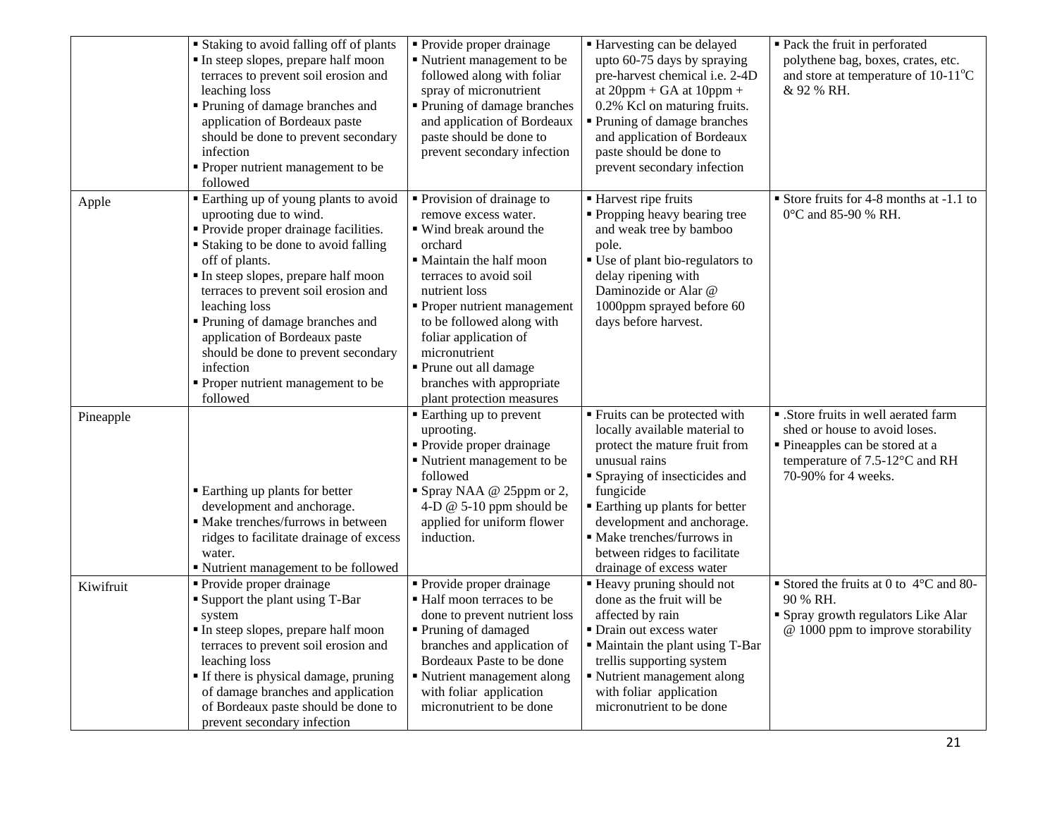| | | | | |
|---|---|---|---|---|
| | ▪ Staking to avoid falling off of plants<br>▪ In steep slopes, prepare half moon terraces to prevent soil erosion and leaching loss<br>▪ Pruning of damage branches and application of Bordeaux paste should be done to prevent secondary infection<br>▪ Proper nutrient management to be followed | ▪ Provide proper drainage<br>▪ Nutrient management to be followed along with foliar spray of micronutrient<br>▪ Pruning of damage branches and application of Bordeaux paste should be done to prevent secondary infection | ▪ Harvesting can be delayed upto 60-75 days by spraying pre-harvest chemical i.e. 2-4D at 20ppm + GA at 10ppm + 0.2% Kcl on maturing fruits.<br>▪ Pruning of damage branches and application of Bordeaux paste should be done to prevent secondary infection | ▪ Pack the fruit in perforated polythene bag, boxes, crates, etc. and store at temperature of 10-11$^{o}$C & 92 % RH. |
| Apple | ▪ Earthing up of young plants to avoid uprooting due to wind.<br>▪ Provide proper drainage facilities.<br>▪ Staking to be done to avoid falling off of plants.<br>▪ In steep slopes, prepare half moon terraces to prevent soil erosion and leaching loss<br>▪ Pruning of damage branches and application of Bordeaux paste should be done to prevent secondary infection<br>▪ Proper nutrient management to be followed | ▪ Provision of drainage to remove excess water.<br>▪ Wind break around the orchard<br>▪ Maintain the half moon terraces to avoid soil nutrient loss<br>▪ Proper nutrient management to be followed along with foliar application of micronutrient<br>▪ Prune out all damage branches with appropriate plant protection measures | ▪ Harvest ripe fruits<br>▪ Propping heavy bearing tree and weak tree by bamboo pole.<br>▪ Use of plant bio-regulators to delay ripening with Daminozide or Alar @ 1000ppm sprayed before 60 days before harvest. | ▪ Store fruits for 4-8 months at -1.1 to 0°C and 85-90 % RH. |
| Pineapple | ▪ Earthing up plants for better development and anchorage.<br>▪ Make trenches/furrows in between ridges to facilitate drainage of excess water.<br>▪ Nutrient management to be followed | ▪ Earthing up to prevent uprooting.<br>▪ Provide proper drainage<br>▪ Nutrient management to be followed<br>▪ Spray NAA @ 25ppm or 2, 4-D @ 5-10 ppm should be applied for uniform flower induction. | ▪ Fruits can be protected with locally available material to protect the mature fruit from unusual rains<br>▪ Spraying of insecticides and fungicide<br>▪ Earthing up plants for better development and anchorage.<br>▪ Make trenches/furrows in between ridges to facilitate drainage of excess water | ▪ .Store fruits in well aerated farm shed or house to avoid loses.<br>▪ Pineapples can be stored at a temperature of 7.5-12°C and RH 70-90% for 4 weeks. |
| Kiwifruit | ▪ Provide proper drainage<br>▪ Support the plant using T-Bar system<br>▪ In steep slopes, prepare half moon terraces to prevent soil erosion and leaching loss<br>▪ If there is physical damage, pruning of damage branches and application of Bordeaux paste should be done to prevent secondary infection | ▪ Provide proper drainage<br>▪ Half moon terraces to be done to prevent nutrient loss<br>▪ Pruning of damaged branches and application of Bordeaux Paste to be done<br>▪ Nutrient management along with foliar application micronutrient to be done | ▪ Heavy pruning should not done as the fruit will be affected by rain<br>▪ Drain out excess water<br>▪ Maintain the plant using T-Bar trellis supporting system<br>▪ Nutrient management along with foliar application micronutrient to be done | ▪ Stored the fruits at 0 to 4°C and 80-90 % RH.<br>▪ Spray growth regulators Like Alar @ 1000 ppm to improve storability |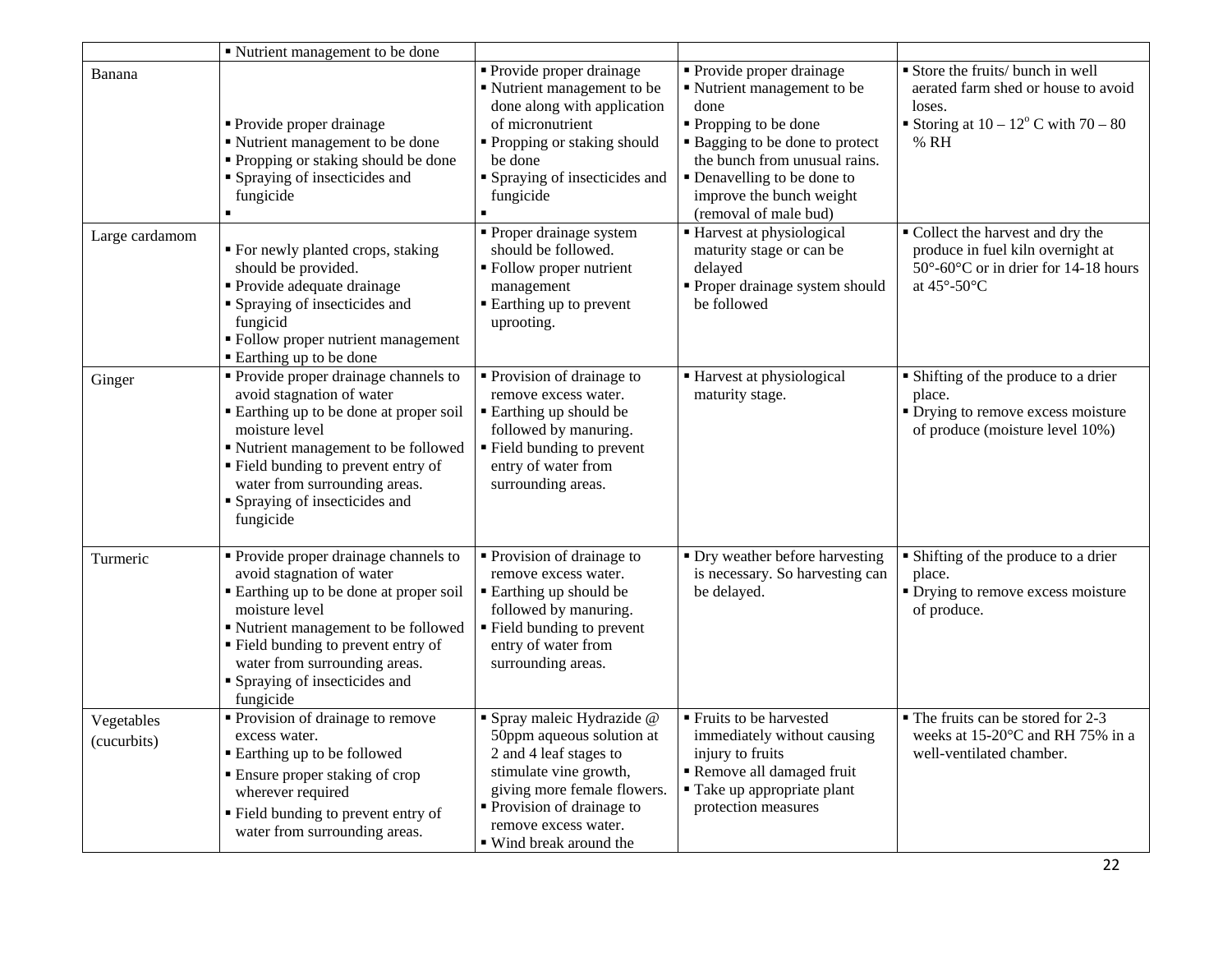| | | | | |
|---|---|---|---|---|
| | ▪ Nutrient management to be done | | | |
| Banana | ▪ Provide proper drainage<br>▪ Nutrient management to be done<br>▪ Propping or staking should be done<br>▪ Spraying of insecticides and fungicide<br>▪ | ▪ Provide proper drainage<br>▪ Nutrient management to be done along with application of micronutrient<br>▪ Propping or staking should be done<br>▪ Spraying of insecticides and fungicide<br>▪ | ▪ Provide proper drainage<br>▪ Nutrient management to be done<br>▪ Propping to be done<br>▪ Bagging to be done to protect the bunch from unusual rains.<br>▪ Denavelling to be done to improve the bunch weight (removal of male bud) | ▪ Store the fruits/ bunch in well aerated farm shed or house to avoid loses.<br>▪ Storing at 10 – 12° C with 70 – 80 % RH |
| Large cardamom | ▪ For newly planted crops, staking should be provided.<br>▪ Provide adequate drainage<br>▪ Spraying of insecticides and fungicid<br>▪ Follow proper nutrient management<br>▪ Earthing up to be done | ▪ Proper drainage system should be followed.<br>▪ Follow proper nutrient management<br>▪ Earthing up to prevent uprooting. | ▪ Harvest at physiological maturity stage or can be delayed<br>▪ Proper drainage system should be followed | ▪ Collect the harvest and dry the produce in fuel kiln overnight at 50°-60°C or in drier for 14-18 hours at 45°-50°C |
| Ginger | ▪ Provide proper drainage channels to avoid stagnation of water<br>▪ Earthing up to be done at proper soil moisture level<br>▪ Nutrient management to be followed<br>▪ Field bunding to prevent entry of water from surrounding areas.<br>▪ Spraying of insecticides and fungicide | ▪ Provision of drainage to remove excess water.<br>▪ Earthing up should be followed by manuring.<br>▪ Field bunding to prevent entry of water from surrounding areas. | ▪ Harvest at physiological maturity stage. | ▪ Shifting of the produce to a drier place.<br>▪ Drying to remove excess moisture of produce (moisture level 10%) |
| Turmeric | ▪ Provide proper drainage channels to avoid stagnation of water<br>▪ Earthing up to be done at proper soil moisture level<br>▪ Nutrient management to be followed<br>▪ Field bunding to prevent entry of water from surrounding areas.<br>▪ Spraying of insecticides and fungicide | ▪ Provision of drainage to remove excess water.<br>▪ Earthing up should be followed by manuring.<br>▪ Field bunding to prevent entry of water from surrounding areas. | ▪ Dry weather before harvesting is necessary. So harvesting can be delayed. | ▪ Shifting of the produce to a drier place.<br>▪ Drying to remove excess moisture of produce. |
| Vegetables (cucurbits) | ▪ Provision of drainage to remove excess water.<br>▪ Earthing up to be followed<br>▪ Ensure proper staking of crop wherever required<br>▪ Field bunding to prevent entry of water from surrounding areas. | ▪ Spray maleic Hydrazide @ 50ppm aqueous solution at 2 and 4 leaf stages to stimulate vine growth, giving more female flowers.<br>▪ Provision of drainage to remove excess water.<br>▪ Wind break around the | ▪ Fruits to be harvested immediately without causing injury to fruits<br>▪ Remove all damaged fruit<br>▪ Take up appropriate plant protection measures | ▪ The fruits can be stored for 2-3 weeks at 15-20°C and RH 75% in a well-ventilated chamber. |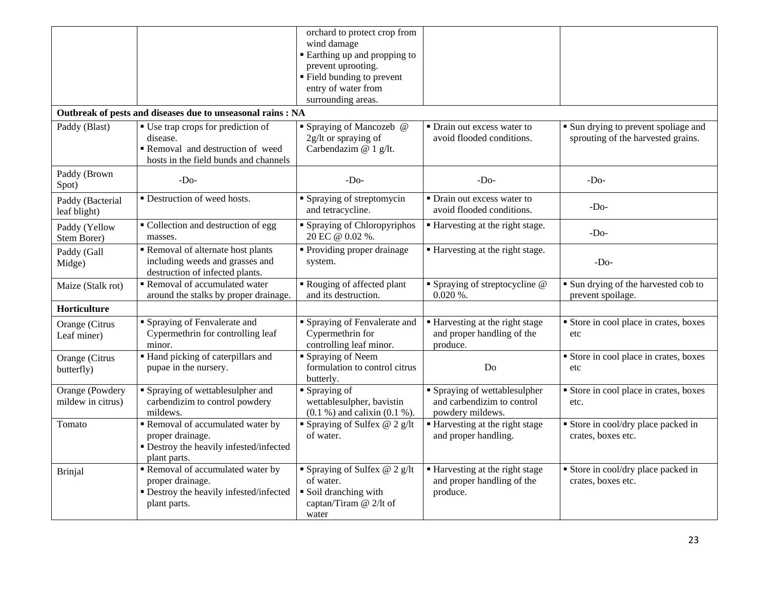| | | | | |
|---|---|---|---|---|
| | | ▪ orchard to protect crop from wind damage<br>▪ Earthing up and propping to prevent uprooting.<br>▪ Field bunding to prevent entry of water from surrounding areas. | | |
| **Outbreak of pests and diseases due to unseasonal rains : NA** | | | | |
| Paddy (Blast) | ▪ Use trap crops for prediction of disease.<br>▪ Removal and destruction of weed hosts in the field bunds and channels | ▪ Spraying of Mancozeb @ 2g/lt or spraying of Carbendazim @ 1 g/lt. | ▪ Drain out excess water to avoid flooded conditions. | ▪ Sun drying to prevent spoliage and sprouting of the harvested grains. |
| Paddy (Brown Spot) | -Do- | -Do- | -Do- | -Do- |
| Paddy (Bacterial leaf blight) | ▪ Destruction of weed hosts. | ▪ Spraying of streptomycin and tetracycline. | ▪ Drain out excess water to avoid flooded conditions. | -Do- |
| Paddy (Yellow Stem Borer) | ▪ Collection and destruction of egg masses. | ▪ Spraying of Chloropyriphos 20 EC @ 0.02 %. | ▪ Harvesting at the right stage. | -Do- |
| Paddy (Gall Midge) | ▪ Removal of alternate host plants including weeds and grasses and destruction of infected plants. | ▪ Providing proper drainage system. | ▪ Harvesting at the right stage. | -Do- |
| Maize (Stalk rot) | ▪ Removal of accumulated water around the stalks by proper drainage. | ▪ Rouging of affected plant and its destruction. | ▪ Spraying of streptocycline @ 0.020 %. | ▪ Sun drying of the harvested cob to prevent spoilage. |
| **Horticulture** | | | | |
| Orange (Citrus Leaf miner) | ▪ Spraying of Fenvalerate and Cypermethrin for controlling leaf minor. | ▪ Spraying of Fenvalerate and Cypermethrin for controlling leaf minor. | ▪ Harvesting at the right stage and proper handling of the produce. | ▪ Store in cool place in crates, boxes etc |
| Orange (Citrus butterfly) | ▪ Hand picking of caterpillars and pupae in the nursery. | ▪ Spraying of Neem formulation to control citrus butterly. | Do | ▪ Store in cool place in crates, boxes etc |
| Orange (Powdery mildew in citrus) | ▪ Spraying of wettablesulpher and carbendizim to control powdery mildews. | ▪ Spraying of wettablesulpher, bavistin (0.1 %) and calixin (0.1 %). | ▪ Spraying of wettablesulpher and carbendizim to control powdery mildews. | ▪ Store in cool place in crates, boxes etc. |
| Tomato | ▪ Removal of accumulated water by proper drainage.<br>▪ Destroy the heavily infested/infected plant parts. | ▪ Spraying of Sulfex @ 2 g/lt of water. | ▪ Harvesting at the right stage and proper handling. | ▪ Store in cool/dry place packed in crates, boxes etc. |
| Brinjal | ▪ Removal of accumulated water by proper drainage.<br>▪ Destroy the heavily infested/infected plant parts. | ▪ Spraying of Sulfex @ 2 g/lt of water.<br>▪ Soil dranching with captan/Tiram @ 2/lt of water | ▪ Harvesting at the right stage and proper handling of the produce. | ▪ Store in cool/dry place packed in crates, boxes etc. |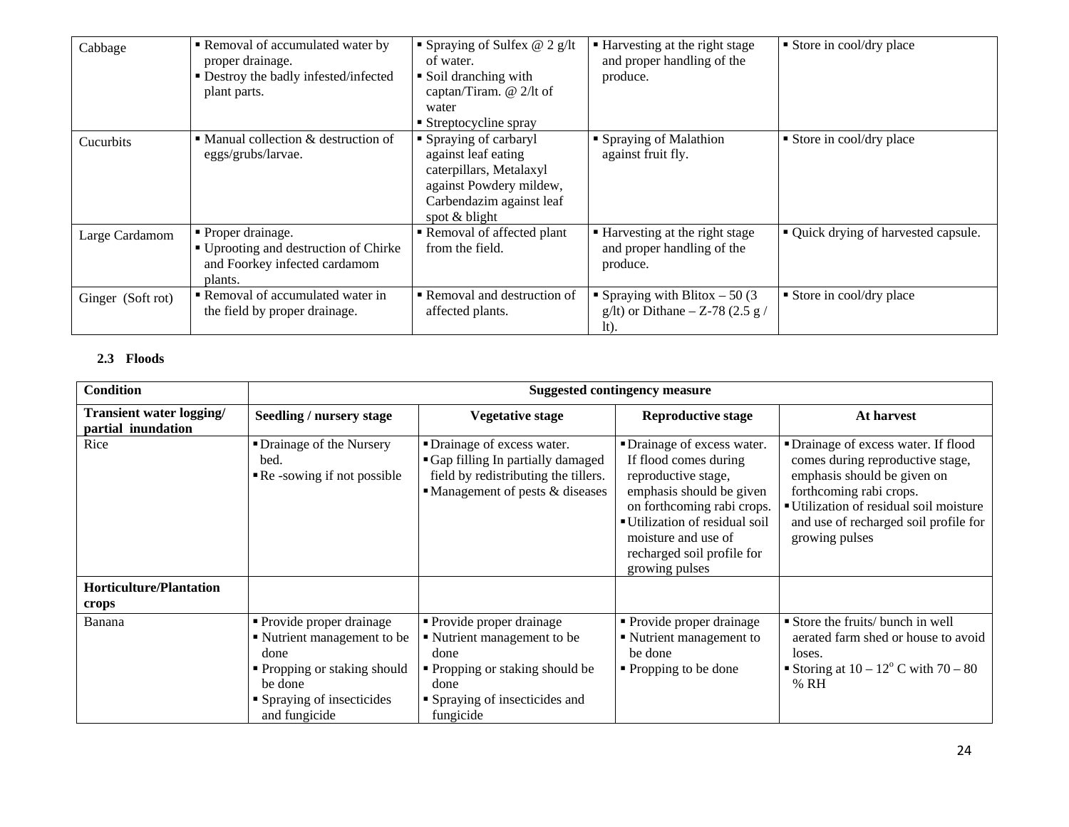| | | | | |
|---|---|---|---|---|
| Cabbage | ▪ Removal of accumulated water by proper drainage.<br>▪ Destroy the badly infested/infected plant parts. | ▪ Spraying of Sulfex @ 2 g/lt of water.<br>▪ Soil dranching with captan/Tiram. @ 2/lt of water<br>▪ Streptocycline spray | ▪ Harvesting at the right stage and proper handling of the produce. | ▪ Store in cool/dry place |
| Cucurbits | ▪ Manual collection & destruction of eggs/grubs/larvae. | ▪ Spraying of carbaryl against leaf eating caterpillars, Metalaxyl against Powdery mildew, Carbendazim against leaf spot & blight | ▪ Spraying of Malathion against fruit fly. | ▪ Store in cool/dry place |
| Large Cardamom | ▪ Proper drainage.<br>▪ Uprooting and destruction of Chirke and Foorkey infected cardamom plants. | ▪ Removal of affected plant from the field. | ▪ Harvesting at the right stage and proper handling of the produce. | ▪ Quick drying of harvested capsule. |
| Ginger (Soft rot) | ▪ Removal of accumulated water in the field by proper drainage. | ▪ Removal and destruction of affected plants. | ▪ Spraying with Blitox – 50 (3 g/lt) or Dithane – Z-78 (2.5 g / lt). | ▪ Store in cool/dry place |

### 2.3 Floods

| Condition | Suggested contingency measure | | | |
|---|---|---|---|---|
| **Transient water logging/ partial inundation** | **Seedling / nursery stage** | **Vegetative stage** | **Reproductive stage** | **At harvest** |
| Rice | ▪ Drainage of the Nursery bed.<br>▪ Re -sowing if not possible | ▪ Drainage of excess water.<br>▪ Gap filling In partially damaged field by redistributing the tillers.<br>▪ Management of pests & diseases | ▪ Drainage of excess water. If flood comes during reproductive stage, emphasis should be given on forthcoming rabi crops.<br>▪ Utilization of residual soil moisture and use of recharged soil profile for growing pulses | ▪ Drainage of excess water. If flood comes during reproductive stage, emphasis should be given on forthcoming rabi crops.<br>▪ Utilization of residual soil moisture and use of recharged soil profile for growing pulses |
| **Horticulture/Plantation crops** | | | | |
| Banana | ▪ Provide proper drainage<br>▪ Nutrient management to be done<br>▪ Propping or staking should be done<br>▪ Spraying of insecticides and fungicide | ▪ Provide proper drainage<br>▪ Nutrient management to be done<br>▪ Propping or staking should be done<br>▪ Spraying of insecticides and fungicide | ▪ Provide proper drainage<br>▪ Nutrient management to be done<br>▪ Propping to be done | ▪ Store the fruits/ bunch in well aerated farm shed or house to avoid loses.<br>▪ Storing at 10 – 12$^{o}$ C with 70 – 80 % RH |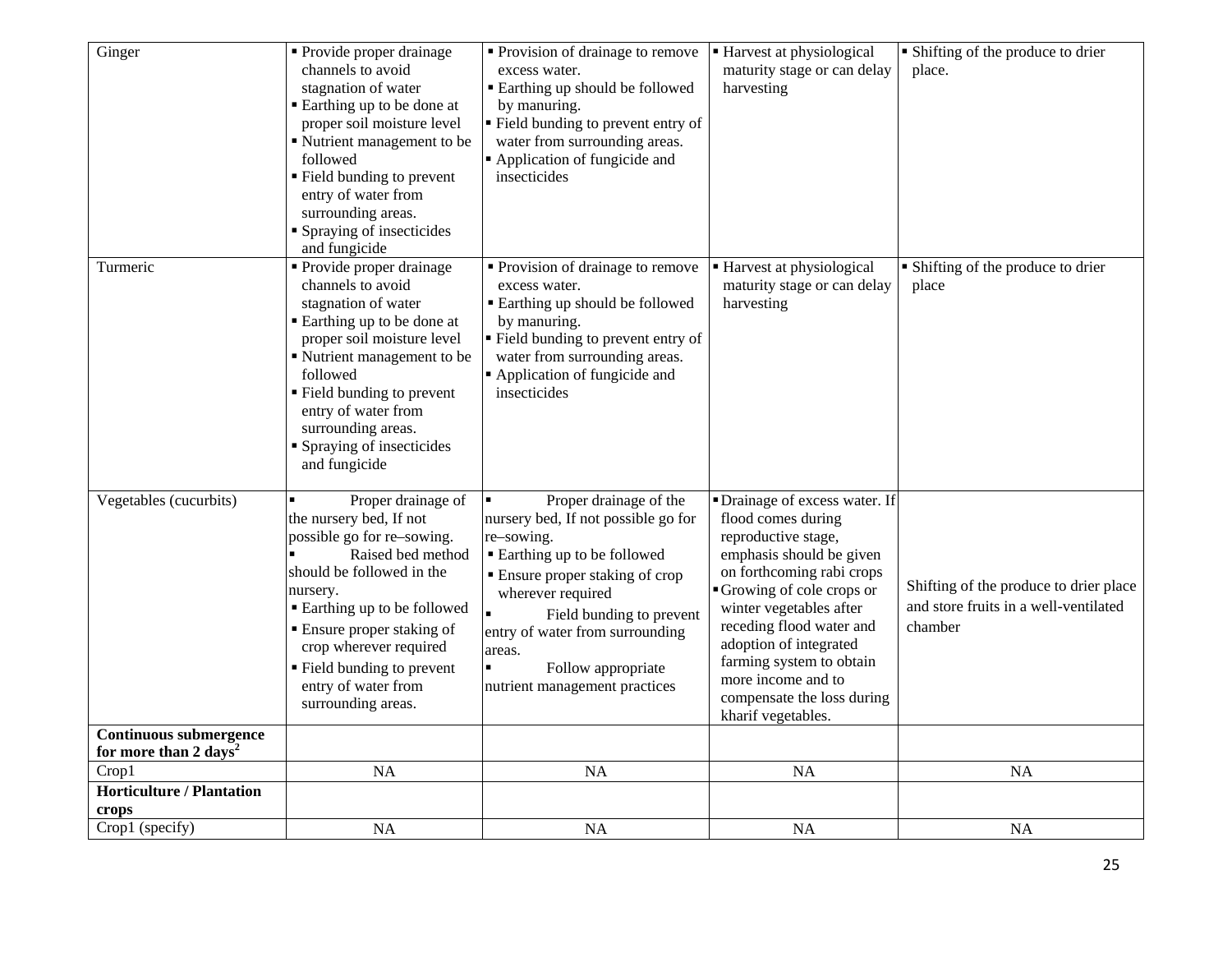| | | | | |
|---|---|---|---|---|
| Ginger | ▪ Provide proper drainage channels to avoid stagnation of water<br>▪ Earthing up to be done at proper soil moisture level<br>▪ Nutrient management to be followed<br>▪ Field bunding to prevent entry of water from surrounding areas.<br>▪ Spraying of insecticides and fungicide | ▪ Provision of drainage to remove excess water.<br>▪ Earthing up should be followed by manuring.<br>▪ Field bunding to prevent entry of water from surrounding areas.<br>▪ Application of fungicide and insecticides | ▪ Harvest at physiological maturity stage or can delay harvesting | ▪ Shifting of the produce to drier place. |
| Turmeric | ▪ Provide proper drainage channels to avoid stagnation of water<br>▪ Earthing up to be done at proper soil moisture level<br>▪ Nutrient management to be followed<br>▪ Field bunding to prevent entry of water from surrounding areas.<br>▪ Spraying of insecticides and fungicide | ▪ Provision of drainage to remove excess water.<br>▪ Earthing up should be followed by manuring.<br>▪ Field bunding to prevent entry of water from surrounding areas.<br>▪ Application of fungicide and insecticides | ▪ Harvest at physiological maturity stage or can delay harvesting | ▪ Shifting of the produce to drier place |
| Vegetables (cucurbits) | ▪ Proper drainage of the nursery bed, If not possible go for re–sowing.<br>▪ Raised bed method should be followed in the nursery.<br>▪ Earthing up to be followed<br>▪ Ensure proper staking of crop wherever required<br>▪ Field bunding to prevent entry of water from surrounding areas. | ▪ Proper drainage of the nursery bed, If not possible go for re–sowing.<br>▪ Earthing up to be followed<br>▪ Ensure proper staking of crop wherever required<br>▪ Field bunding to prevent entry of water from surrounding areas.<br>▪ Follow appropriate nutrient management practices | ▪ Drainage of excess water. If flood comes during reproductive stage, emphasis should be given on forthcoming rabi crops<br>▪ Growing of cole crops or winter vegetables after receding flood water and adoption of integrated farming system to obtain more income and to compensate the loss during kharif vegetables. | Shifting of the produce to drier place and store fruits in a well-ventilated chamber |
| **Continuous submergence for more than 2 days[2]** | | | | |
| Crop1 | NA | NA | NA | NA |
| **Horticulture / Plantation crops** | | | | |
| Crop1 (specify) | NA | NA | NA | NA |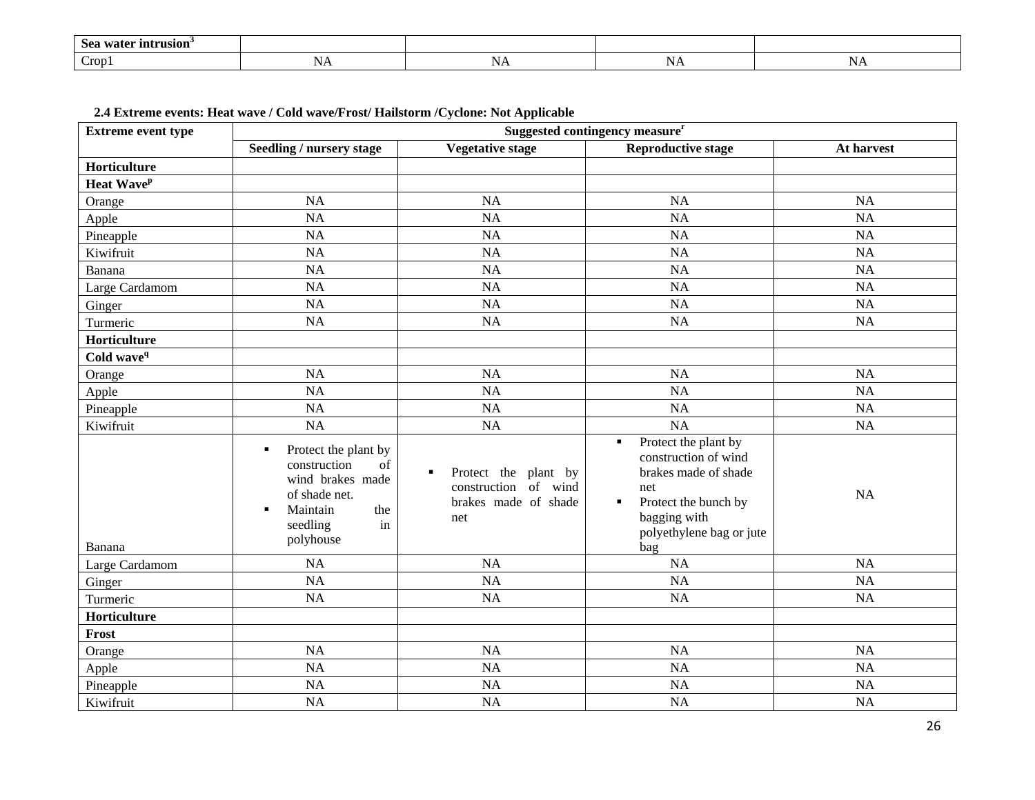| Sea water intrusion[3] | | | | |
|---|---|---|---|---|
| Crop1 | NA | NA | NA | NA |

**2.4 Extreme events: Heat wave / Cold wave/Frost/ Hailstorm /Cyclone: Not Applicable**

| Extreme event type | Suggested contingency measure[r] | | | |
|---|---|---|---|---|
| | Seedling / nursery stage | Vegetative stage | Reproductive stage | At harvest |
| **Horticulture** | | | | |
| **Heat Wave[p]** | | | | |
| Orange | NA | NA | NA | NA |
| Apple | NA | NA | NA | NA |
| Pineapple | NA | NA | NA | NA |
| Kiwifruit | NA | NA | NA | NA |
| Banana | NA | NA | NA | NA |
| Large Cardamom | NA | NA | NA | NA |
| Ginger | NA | NA | NA | NA |
| Turmeric | NA | NA | NA | NA |
| **Horticulture** | | | | |
| **Cold wave[q]** | | | | |
| Orange | NA | NA | NA | NA |
| Apple | NA | NA | NA | NA |
| Pineapple | NA | NA | NA | NA |
| Kiwifruit | NA | NA | NA | NA |
| Banana | ▪ Protect the plant by construction of wind brakes made of shade net.<br>▪ Maintain the seedling in polyhouse | ▪ Protect the plant by construction of wind brakes made of shade net | ▪ Protect the plant by construction of wind brakes made of shade net<br>▪ Protect the bunch by bagging with polyethylene bag or jute bag | NA |
| Large Cardamom | NA | NA | NA | NA |
| Ginger | NA | NA | NA | NA |
| Turmeric | NA | NA | NA | NA |
| **Horticulture** | | | | |
| **Frost** | | | | |
| Orange | NA | NA | NA | NA |
| Apple | NA | NA | NA | NA |
| Pineapple | NA | NA | NA | NA |
| Kiwifruit | NA | NA | NA | NA |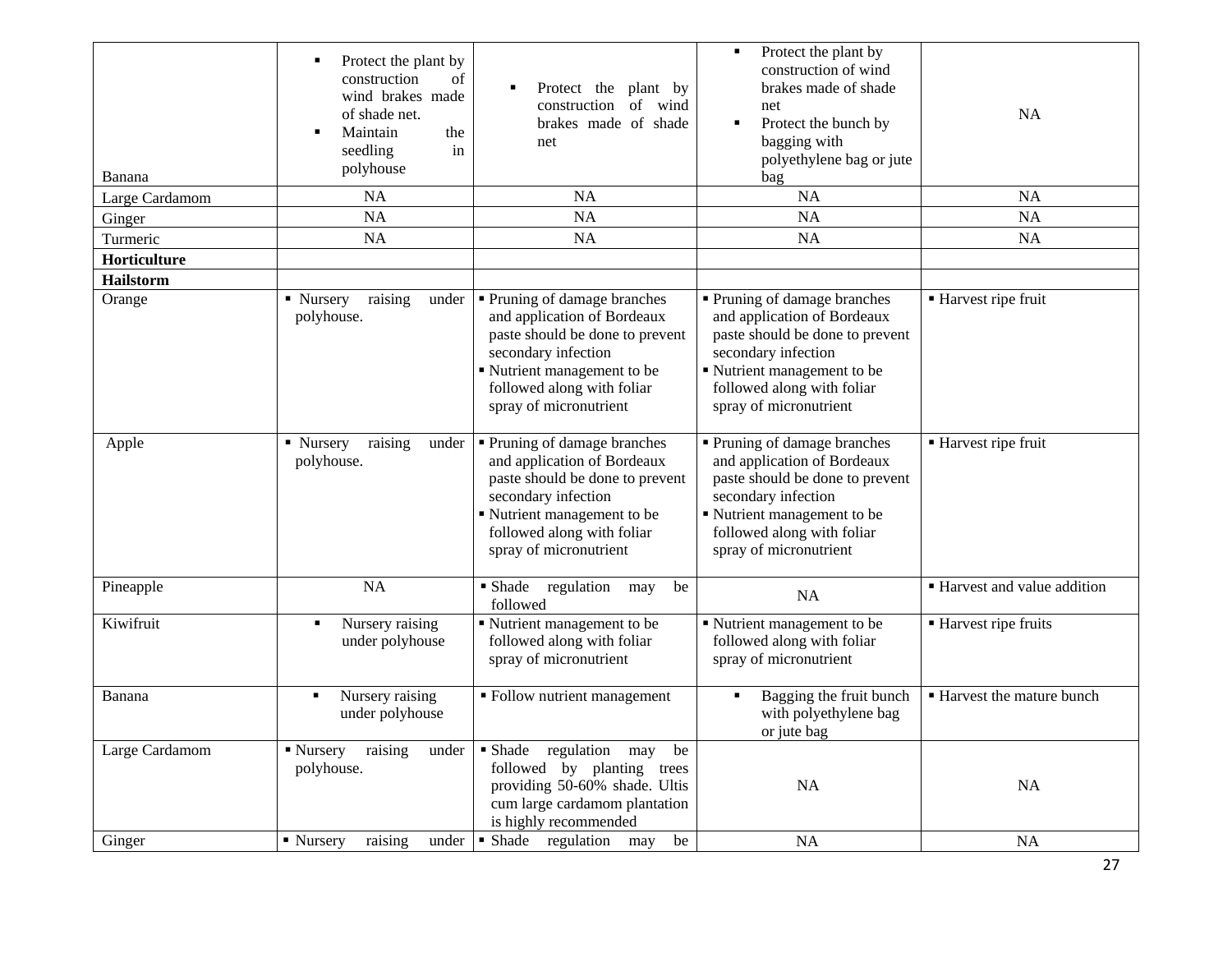| | | | | |
|---|---|---|---|---|
| Banana | ▪ Protect the plant by construction of wind brakes made of shade net.<br>▪ Maintain the seedling in polyhouse | ▪ Protect the plant by construction of wind brakes made of shade net | ▪ Protect the plant by construction of wind brakes made of shade net<br>▪ Protect the bunch by bagging with polyethylene bag or jute bag | NA |
| Large Cardamom | NA | NA | NA | NA |
| Ginger | NA | NA | NA | NA |
| Turmeric | NA | NA | NA | NA |
| **Horticulture** | | | | |
| **Hailstorm** | | | | |
| Orange | ▪ Nursery raising under polyhouse. | ▪ Pruning of damage branches and application of Bordeaux paste should be done to prevent secondary infection<br>▪ Nutrient management to be followed along with foliar spray of micronutrient | ▪ Pruning of damage branches and application of Bordeaux paste should be done to prevent secondary infection<br>▪ Nutrient management to be followed along with foliar spray of micronutrient | ▪ Harvest ripe fruit |
| Apple | ▪ Nursery raising under polyhouse. | ▪ Pruning of damage branches and application of Bordeaux paste should be done to prevent secondary infection<br>▪ Nutrient management to be followed along with foliar spray of micronutrient | ▪ Pruning of damage branches and application of Bordeaux paste should be done to prevent secondary infection<br>▪ Nutrient management to be followed along with foliar spray of micronutrient | ▪ Harvest ripe fruit |
| Pineapple | NA | ▪ Shade regulation may be followed | NA | ▪ Harvest and value addition |
| Kiwifruit | ▪ Nursery raising under polyhouse | ▪ Nutrient management to be followed along with foliar spray of micronutrient | ▪ Nutrient management to be followed along with foliar spray of micronutrient | ▪ Harvest ripe fruits |
| Banana | ▪ Nursery raising under polyhouse | ▪ Follow nutrient management | ▪ Bagging the fruit bunch with polyethylene bag or jute bag | ▪ Harvest the mature bunch |
| Large Cardamom | ▪ Nursery raising under polyhouse. | ▪ Shade regulation may be followed by planting trees providing 50-60% shade. Ultis cum large cardamom plantation is highly recommended | NA | NA |
| Ginger | ▪ Nursery raising under | ▪ Shade regulation may be | NA | NA |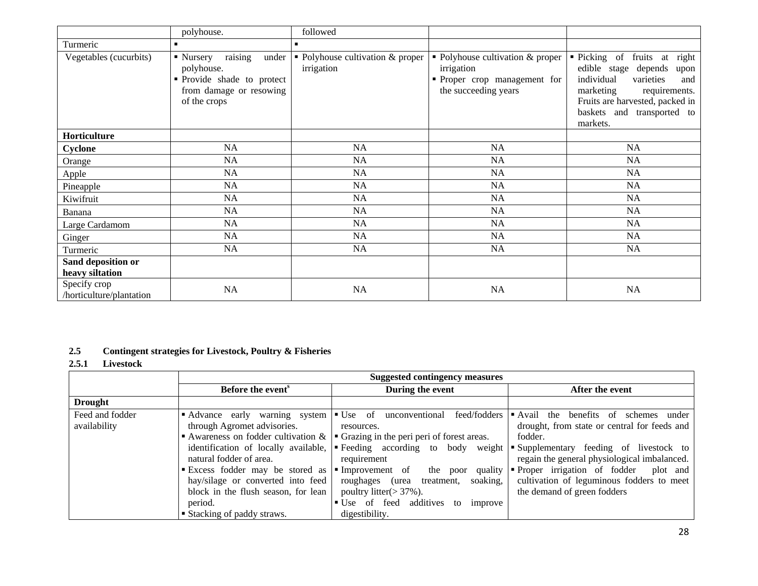| | | | | |
|---|---|---|---|---|
| | polyhouse. | followed | | |
| Turmeric | ▪ | ▪ | | |
| Vegetables (cucurbits) | ▪ Nursery raising under polyhouse.<br>▪ Provide shade to protect from damage or resowing of the crops | ▪ Polyhouse cultivation & proper irrigation | ▪ Polyhouse cultivation & proper irrigation<br>▪ Proper crop management for the succeeding years | ▪ Picking of fruits at right edible stage depends upon individual varieties and marketing requirements. Fruits are harvested, packed in baskets and transported to markets. |
| **Horticulture** | | | | |
| **Cyclone** | NA | NA | NA | NA |
| Orange | NA | NA | NA | NA |
| Apple | NA | NA | NA | NA |
| Pineapple | NA | NA | NA | NA |
| Kiwifruit | NA | NA | NA | NA |
| Banana | NA | NA | NA | NA |
| Large Cardamom | NA | NA | NA | NA |
| Ginger | NA | NA | NA | NA |
| Turmeric | NA | NA | NA | NA |
| **Sand deposition or heavy siltation** | | | | |
| Specify crop /horticulture/plantation | NA | NA | NA | NA |

### 2.5 Contingent strategies for Livestock, Poultry & Fisheries

### 2.5.1 Livestock

| | Suggested contingency measures | | |
|---|---|---|---|
| | **Before the event[s]** | **During the event** | **After the event** |
| **Drought** | | | |
| Feed and fodder availability | ▪ Advance early warning system through Agromet advisories.<br>▪ Awareness on fodder cultivation & identification of locally available, natural fodder of area.<br>▪ Excess fodder may be stored as hay/silage or converted into feed block in the flush season, for lean period.<br>▪ Stacking of paddy straws. | ▪ Use of unconventional feed/fodders resources.<br>▪ Grazing in the peri peri of forest areas.<br>▪ Feeding according to body weight requirement<br>▪ Improvement of the poor quality roughages (urea treatment, soaking, poultry litter(> 37%).<br>▪ Use of feed additives to improve digestibility. | ▪ Avail the benefits of schemes under drought, from state or central for feeds and fodder.<br>▪ Supplementary feeding of livestock to regain the general physiological imbalanced.<br>▪ Proper irrigation of fodder plot and cultivation of leguminous fodders to meet the demand of green fodders |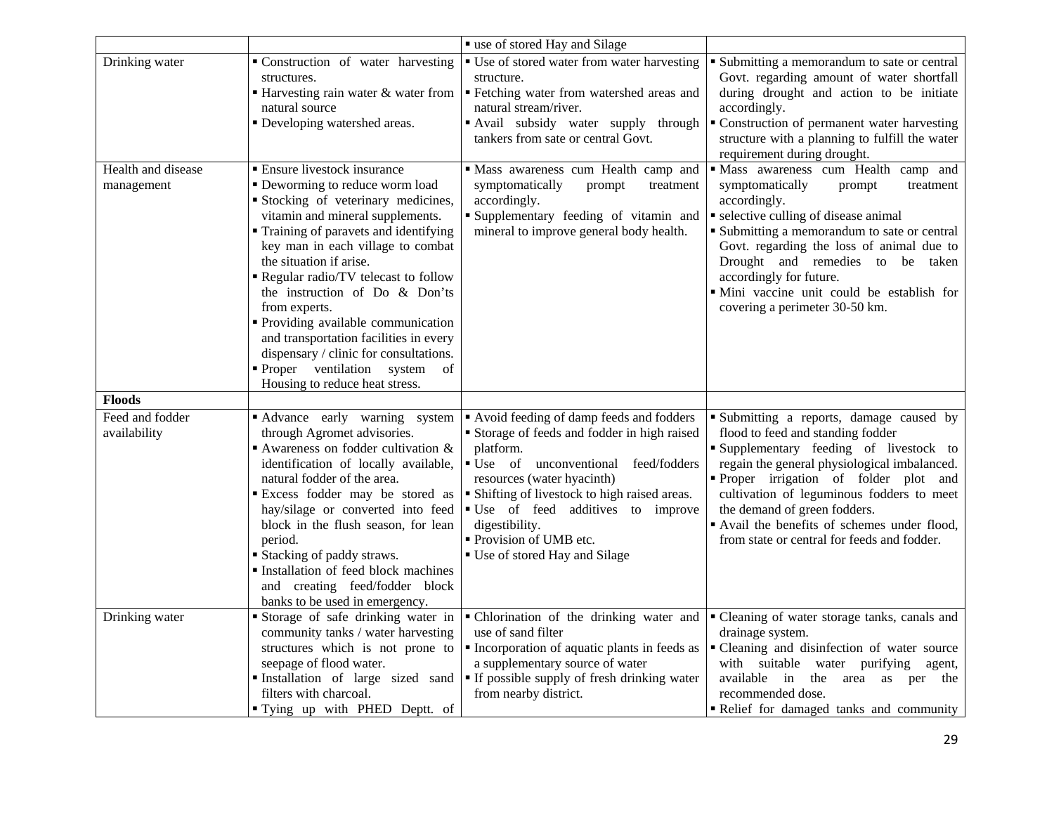| | | ▪ use of stored Hay and Silage | |
|---|---|---|---|
| Drinking water | ▪ Construction of water harvesting structures.<br>▪ Harvesting rain water & water from natural source<br>▪ Developing watershed areas. | ▪ Use of stored water from water harvesting structure.<br>▪ Fetching water from watershed areas and natural stream/river.<br>▪ Avail subsidy water supply through tankers from sate or central Govt. | ▪ Submitting a memorandum to sate or central Govt. regarding amount of water shortfall during drought and action to be initiate accordingly.<br>▪ Construction of permanent water harvesting structure with a planning to fulfill the water requirement during drought. |
| Health and disease management | ▪ Ensure livestock insurance<br>▪ Deworming to reduce worm load<br>▪ Stocking of veterinary medicines, vitamin and mineral supplements.<br>▪ Training of paravets and identifying key man in each village to combat the situation if arise.<br>▪ Regular radio/TV telecast to follow the instruction of Do & Don'ts from experts.<br>▪ Providing available communication and transportation facilities in every dispensary / clinic for consultations.<br>▪ Proper ventilation system of Housing to reduce heat stress. | ▪ Mass awareness cum Health camp and symptomatically prompt treatment accordingly.<br>▪ Supplementary feeding of vitamin and mineral to improve general body health. | ▪ Mass awareness cum Health camp and symptomatically prompt treatment accordingly.<br>▪ selective culling of disease animal<br>▪ Submitting a memorandum to sate or central Govt. regarding the loss of animal due to Drought and remedies to be taken accordingly for future.<br>▪ Mini vaccine unit could be establish for covering a perimeter 30-50 km. |
| **Floods** | | | |
| Feed and fodder availability | ▪ Advance early warning system through Agromet advisories.<br>▪ Awareness on fodder cultivation & identification of locally available, natural fodder of the area.<br>▪ Excess fodder may be stored as hay/silage or converted into feed block in the flush season, for lean period.<br>▪ Stacking of paddy straws.<br>▪ Installation of feed block machines and creating feed/fodder block banks to be used in emergency. | ▪ Avoid feeding of damp feeds and fodders<br>▪ Storage of feeds and fodder in high raised platform.<br>▪ Use of unconventional feed/fodders resources (water hyacinth)<br>▪ Shifting of livestock to high raised areas.<br>▪ Use of feed additives to improve digestibility.<br>▪ Provision of UMB etc.<br>▪ Use of stored Hay and Silage | ▪ Submitting a reports, damage caused by flood to feed and standing fodder<br>▪ Supplementary feeding of livestock to regain the general physiological imbalanced.<br>▪ Proper irrigation of folder plot and cultivation of leguminous fodders to meet the demand of green fodders.<br>▪ Avail the benefits of schemes under flood, from state or central for feeds and fodder. |
| Drinking water | ▪ Storage of safe drinking water in community tanks / water harvesting structures which is not prone to seepage of flood water.<br>▪ Installation of large sized sand filters with charcoal.<br>▪ Tying up with PHED Deptt. of | ▪ Chlorination of the drinking water and use of sand filter<br>▪ Incorporation of aquatic plants in feeds as a supplementary source of water<br>▪ If possible supply of fresh drinking water from nearby district. | ▪ Cleaning of water storage tanks, canals and drainage system.<br>▪ Cleaning and disinfection of water source with suitable water purifying agent, available in the area as per the recommended dose.<br>▪ Relief for damaged tanks and community |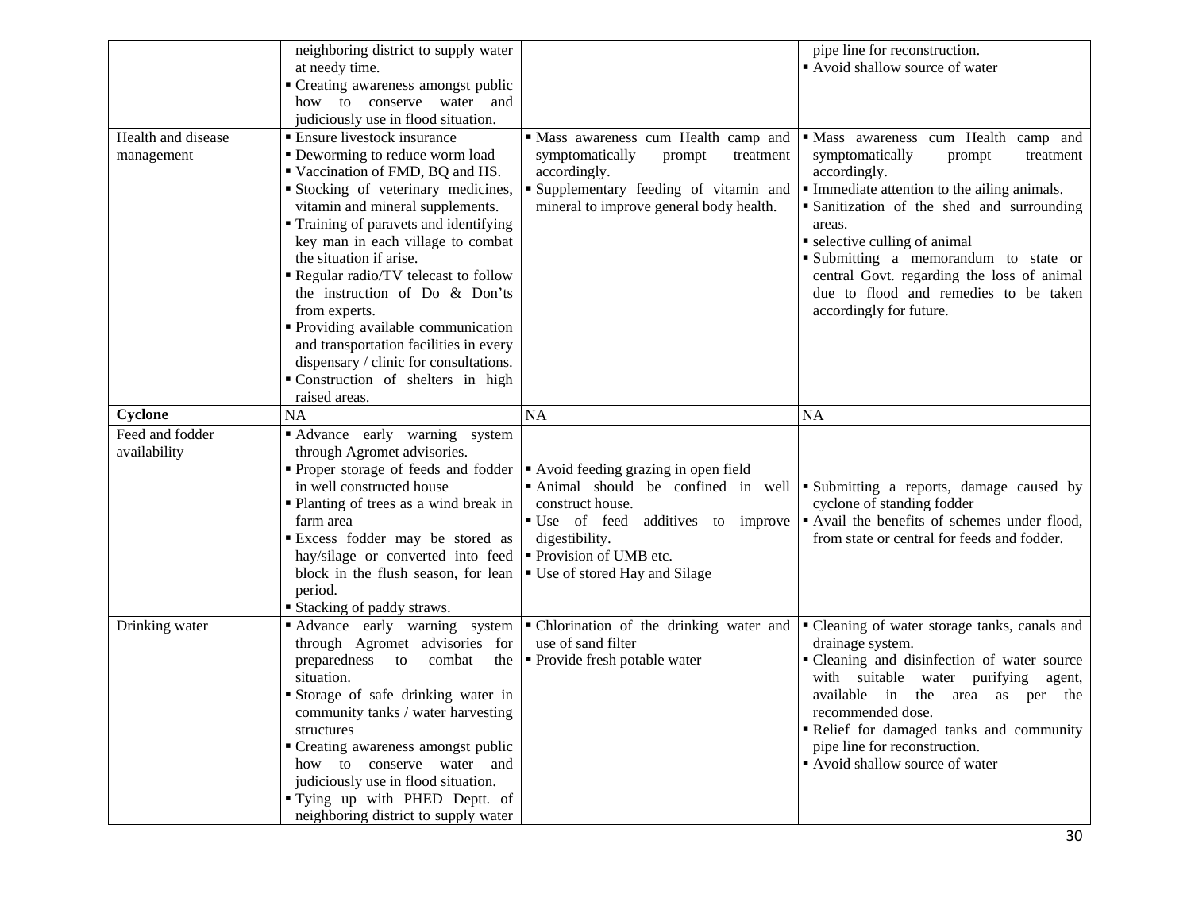| | | | |
|---|---|---|---|
| | neighboring district to supply water at needy time.<br>▪ Creating awareness amongst public how to conserve water and judiciously use in flood situation. | | pipe line for reconstruction.<br>▪ Avoid shallow source of water |
| Health and disease management | ▪ Ensure livestock insurance<br>▪ Deworming to reduce worm load<br>▪ Vaccination of FMD, BQ and HS.<br>▪ Stocking of veterinary medicines, vitamin and mineral supplements.<br>▪ Training of paravets and identifying key man in each village to combat the situation if arise.<br>▪ Regular radio/TV telecast to follow the instruction of Do & Don'ts from experts.<br>▪ Providing available communication and transportation facilities in every dispensary / clinic for consultations.<br>▪ Construction of shelters in high raised areas. | ▪ Mass awareness cum Health camp and symptomatically prompt treatment accordingly.<br>▪ Supplementary feeding of vitamin and mineral to improve general body health. | ▪ Mass awareness cum Health camp and symptomatically prompt treatment accordingly.<br>▪ Immediate attention to the ailing animals.<br>▪ Sanitization of the shed and surrounding areas.<br>▪ selective culling of animal<br>▪ Submitting a memorandum to state or central Govt. regarding the loss of animal due to flood and remedies to be taken accordingly for future. |
| **Cyclone** | NA | NA | NA |
| Feed and fodder availability | ▪ Advance early warning system through Agromet advisories.<br>▪ Proper storage of feeds and fodder in well constructed house<br>▪ Planting of trees as a wind break in farm area<br>▪ Excess fodder may be stored as hay/silage or converted into feed block in the flush season, for lean period.<br>▪ Stacking of paddy straws. | ▪ Avoid feeding grazing in open field<br>▪ Animal should be confined in well construct house.<br>▪ Use of feed additives to improve digestibility.<br>▪ Provision of UMB etc.<br>▪ Use of stored Hay and Silage | ▪ Submitting a reports, damage caused by cyclone of standing fodder<br>▪ Avail the benefits of schemes under flood, from state or central for feeds and fodder. |
| Drinking water | ▪ Advance early warning system through Agromet advisories for preparedness to combat the situation.<br>▪ Storage of safe drinking water in community tanks / water harvesting structures<br>▪ Creating awareness amongst public how to conserve water and judiciously use in flood situation.<br>▪ Tying up with PHED Deptt. of neighboring district to supply water | ▪ Chlorination of the drinking water and use of sand filter<br>▪ Provide fresh potable water | ▪ Cleaning of water storage tanks, canals and drainage system.<br>▪ Cleaning and disinfection of water source with suitable water purifying agent, available in the area as per the recommended dose.<br>▪ Relief for damaged tanks and community pipe line for reconstruction.<br>▪ Avoid shallow source of water |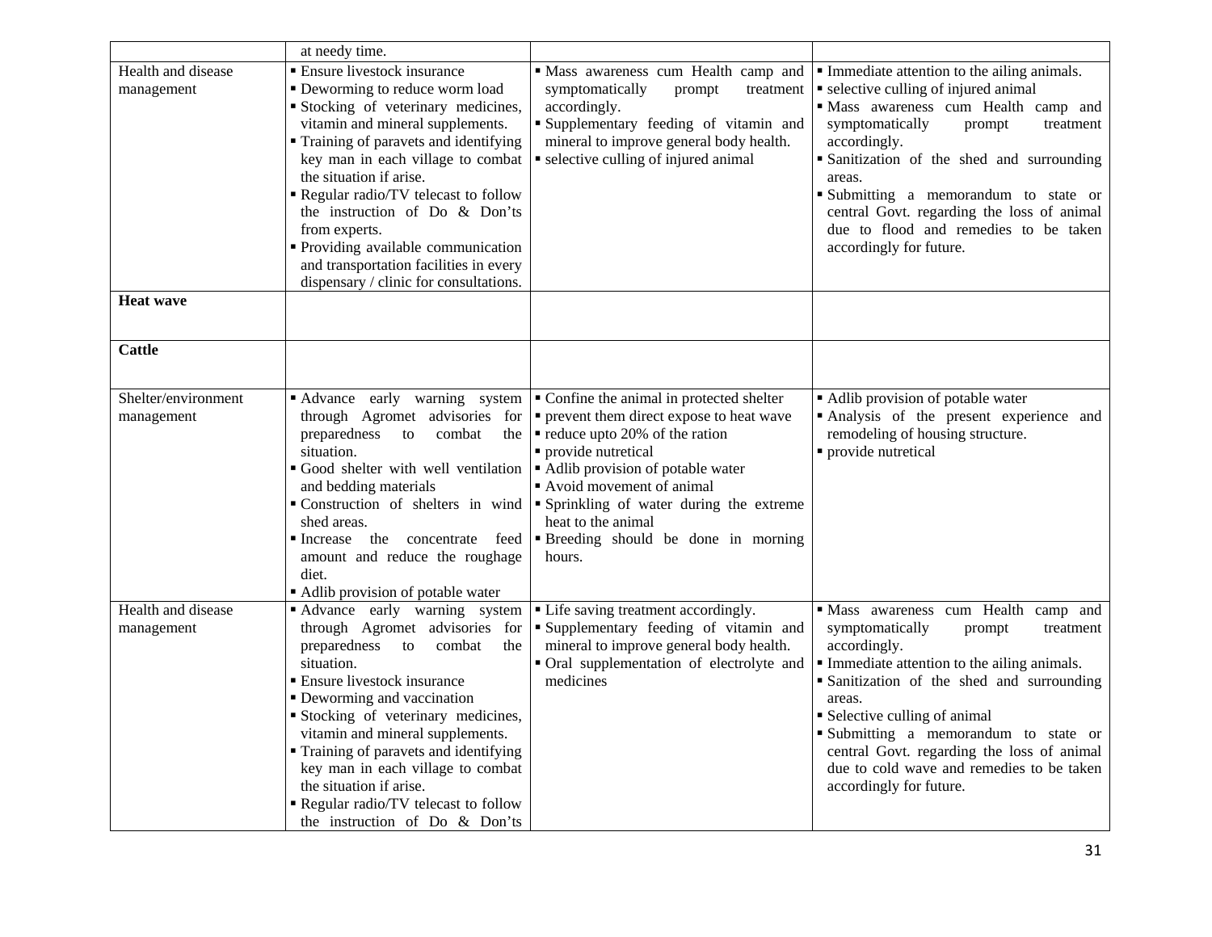|  |  |  |  |
|---|---|---|---|
|  | at needy time. |  |  |
| Health and disease management | ▪ Ensure livestock insurance<br>▪ Deworming to reduce worm load<br>▪ Stocking of veterinary medicines, vitamin and mineral supplements.<br>▪ Training of paravets and identifying key man in each village to combat the situation if arise.<br>▪ Regular radio/TV telecast to follow the instruction of Do & Don'ts from experts.<br>▪ Providing available communication and transportation facilities in every dispensary / clinic for consultations. | ▪ Mass awareness cum Health camp and symptomatically prompt treatment accordingly.<br>▪ Supplementary feeding of vitamin and mineral to improve general body health.<br>▪ selective culling of injured animal | ▪ Immediate attention to the ailing animals.<br>▪ selective culling of injured animal<br>▪ Mass awareness cum Health camp and symptomatically prompt treatment accordingly.<br>▪ Sanitization of the shed and surrounding areas.<br>▪ Submitting a memorandum to state or central Govt. regarding the loss of animal due to flood and remedies to be taken accordingly for future. |
| **Heat wave** |  |  |  |
| **Cattle** |  |  |  |
| Shelter/environment management | ▪ Advance early warning system through Agromet advisories for preparedness to combat the situation.<br>▪ Good shelter with well ventilation and bedding materials<br>▪ Construction of shelters in wind shed areas.<br>▪ Increase the concentrate feed amount and reduce the roughage diet.<br>▪ Adlib provision of potable water | ▪ Confine the animal in protected shelter<br>▪ prevent them direct expose to heat wave<br>▪ reduce upto 20% of the ration<br>▪ provide nutretical<br>▪ Adlib provision of potable water<br>▪ Avoid movement of animal<br>▪ Sprinkling of water during the extreme heat to the animal<br>▪ Breeding should be done in morning hours. | ▪ Adlib provision of potable water<br>▪ Analysis of the present experience and remodeling of housing structure.<br>▪ provide nutretical |
| Health and disease management | ▪ Advance early warning system through Agromet advisories for preparedness to combat the situation.<br>▪ Ensure livestock insurance<br>▪ Deworming and vaccination<br>▪ Stocking of veterinary medicines, vitamin and mineral supplements.<br>▪ Training of paravets and identifying key man in each village to combat the situation if arise.<br>▪ Regular radio/TV telecast to follow the instruction of Do & Don'ts | ▪ Life saving treatment accordingly.<br>▪ Supplementary feeding of vitamin and mineral to improve general body health.<br>▪ Oral supplementation of electrolyte and medicines | ▪ Mass awareness cum Health camp and symptomatically prompt treatment accordingly.<br>▪ Immediate attention to the ailing animals.<br>▪ Sanitization of the shed and surrounding areas.<br>▪ Selective culling of animal<br>▪ Submitting a memorandum to state or central Govt. regarding the loss of animal due to cold wave and remedies to be taken accordingly for future. |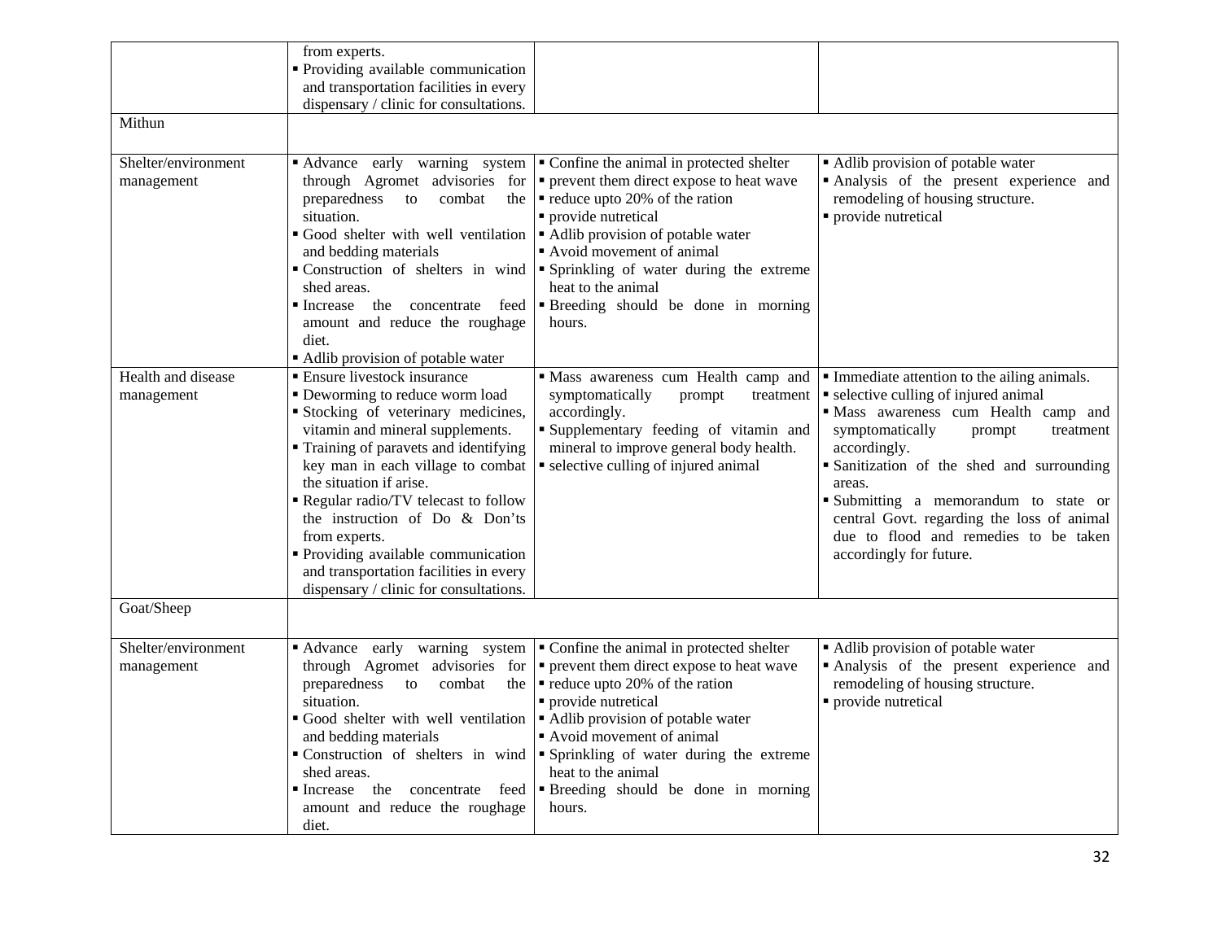| | | | |
|---|---|---|---|
| | from experts.<br>▪ Providing available communication and transportation facilities in every dispensary / clinic for consultations. | | |
| Mithun | | | |
| Shelter/environment management | ▪ Advance early warning system through Agromet advisories for preparedness to combat the situation.<br>▪ Good shelter with well ventilation and bedding materials<br>▪ Construction of shelters in wind shed areas.<br>▪ Increase the concentrate feed amount and reduce the roughage diet.<br>▪ Adlib provision of potable water | ▪ Confine the animal in protected shelter<br>▪ prevent them direct expose to heat wave<br>▪ reduce upto 20% of the ration<br>▪ provide nutretical<br>▪ Adlib provision of potable water<br>▪ Avoid movement of animal<br>▪ Sprinkling of water during the extreme heat to the animal<br>▪ Breeding should be done in morning hours. | ▪ Adlib provision of potable water<br>▪ Analysis of the present experience and remodeling of housing structure.<br>▪ provide nutretical |
| Health and disease management | ▪ Ensure livestock insurance<br>▪ Deworming to reduce worm load<br>▪ Stocking of veterinary medicines, vitamin and mineral supplements.<br>▪ Training of paravets and identifying key man in each village to combat the situation if arise.<br>▪ Regular radio/TV telecast to follow the instruction of Do & Don'ts from experts.<br>▪ Providing available communication and transportation facilities in every dispensary / clinic for consultations. | ▪ Mass awareness cum Health camp and symptomatically prompt treatment accordingly.<br>▪ Supplementary feeding of vitamin and mineral to improve general body health.<br>▪ selective culling of injured animal | ▪ Immediate attention to the ailing animals.<br>▪ selective culling of injured animal<br>▪ Mass awareness cum Health camp and symptomatically prompt treatment accordingly.<br>▪ Sanitization of the shed and surrounding areas.<br>▪ Submitting a memorandum to state or central Govt. regarding the loss of animal due to flood and remedies to be taken accordingly for future. |
| Goat/Sheep | | | |
| Shelter/environment management | ▪ Advance early warning system through Agromet advisories for preparedness to combat the situation.<br>▪ Good shelter with well ventilation and bedding materials<br>▪ Construction of shelters in wind shed areas.<br>▪ Increase the concentrate feed amount and reduce the roughage diet. | ▪ Confine the animal in protected shelter<br>▪ prevent them direct expose to heat wave<br>▪ reduce upto 20% of the ration<br>▪ provide nutretical<br>▪ Adlib provision of potable water<br>▪ Avoid movement of animal<br>▪ Sprinkling of water during the extreme heat to the animal<br>▪ Breeding should be done in morning hours. | ▪ Adlib provision of potable water<br>▪ Analysis of the present experience and remodeling of housing structure.<br>▪ provide nutretical |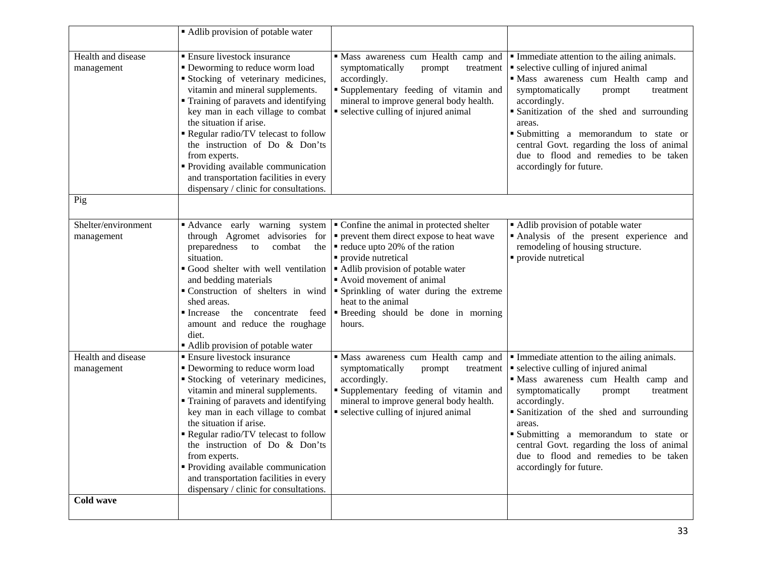| | | | |
|---|---|---|---|
| | ▪ Adlib provision of potable water | | |
| Health and disease management | ▪ Ensure livestock insurance<br>▪ Deworming to reduce worm load<br>▪ Stocking of veterinary medicines, vitamin and mineral supplements.<br>▪ Training of paravets and identifying key man in each village to combat the situation if arise.<br>▪ Regular radio/TV telecast to follow the instruction of Do & Don'ts from experts.<br>▪ Providing available communication and transportation facilities in every dispensary / clinic for consultations. | ▪ Mass awareness cum Health camp and symptomatically prompt treatment accordingly.<br>▪ Supplementary feeding of vitamin and mineral to improve general body health.<br>▪ selective culling of injured animal | ▪ Immediate attention to the ailing animals.<br>▪ selective culling of injured animal<br>▪ Mass awareness cum Health camp and symptomatically prompt treatment accordingly.<br>▪ Sanitization of the shed and surrounding areas.<br>▪ Submitting a memorandum to state or central Govt. regarding the loss of animal due to flood and remedies to be taken accordingly for future. |
| Pig | | | |
| Shelter/environment management | ▪ Advance early warning system through Agromet advisories for preparedness to combat the situation.<br>▪ Good shelter with well ventilation and bedding materials<br>▪ Construction of shelters in wind shed areas.<br>▪ Increase the concentrate feed amount and reduce the roughage diet.<br>▪ Adlib provision of potable water | ▪ Confine the animal in protected shelter<br>▪ prevent them direct expose to heat wave<br>▪ reduce upto 20% of the ration<br>▪ provide nutretical<br>▪ Adlib provision of potable water<br>▪ Avoid movement of animal<br>▪ Sprinkling of water during the extreme heat to the animal<br>▪ Breeding should be done in morning hours. | ▪ Adlib provision of potable water<br>▪ Analysis of the present experience and remodeling of housing structure.<br>▪ provide nutretical |
| Health and disease management | ▪ Ensure livestock insurance<br>▪ Deworming to reduce worm load<br>▪ Stocking of veterinary medicines, vitamin and mineral supplements.<br>▪ Training of paravets and identifying key man in each village to combat the situation if arise.<br>▪ Regular radio/TV telecast to follow the instruction of Do & Don'ts from experts.<br>▪ Providing available communication and transportation facilities in every dispensary / clinic for consultations. | ▪ Mass awareness cum Health camp and symptomatically prompt treatment accordingly.<br>▪ Supplementary feeding of vitamin and mineral to improve general body health.<br>▪ selective culling of injured animal | ▪ Immediate attention to the ailing animals.<br>▪ selective culling of injured animal<br>▪ Mass awareness cum Health camp and symptomatically prompt treatment accordingly.<br>▪ Sanitization of the shed and surrounding areas.<br>▪ Submitting a memorandum to state or central Govt. regarding the loss of animal due to flood and remedies to be taken accordingly for future. |
| **Cold wave** | | | |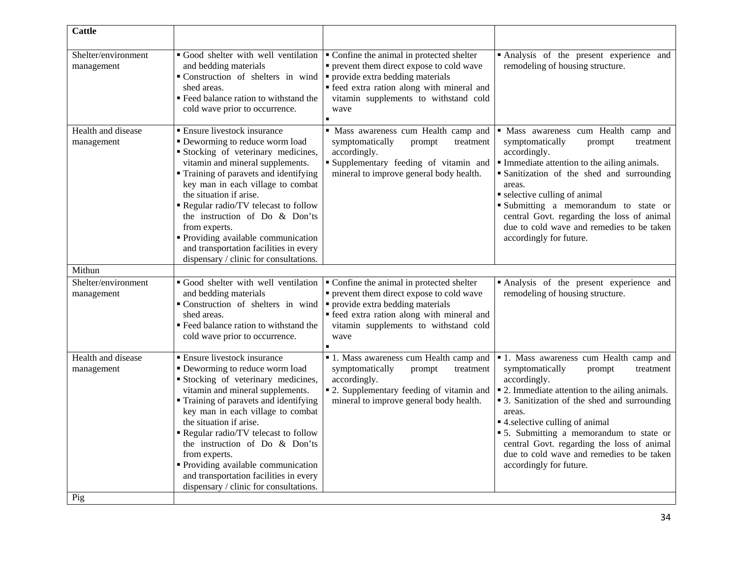| **Cattle** | | | |
|---|---|---|---|
| Shelter/environment management | ▪ Good shelter with well ventilation and bedding materials<br>▪ Construction of shelters in wind shed areas.<br>▪ Feed balance ration to withstand the cold wave prior to occurrence. | ▪ Confine the animal in protected shelter<br>▪ prevent them direct expose to cold wave<br>▪ provide extra bedding materials<br>▪ feed extra ration along with mineral and vitamin supplements to withstand cold wave<br>▪ | ▪ Analysis of the present experience and remodeling of housing structure. |
| Health and disease management | ▪ Ensure livestock insurance<br>▪ Deworming to reduce worm load<br>▪ Stocking of veterinary medicines, vitamin and mineral supplements.<br>▪ Training of paravets and identifying key man in each village to combat the situation if arise.<br>▪ Regular radio/TV telecast to follow the instruction of Do & Don'ts from experts.<br>▪ Providing available communication and transportation facilities in every dispensary / clinic for consultations. | ▪ Mass awareness cum Health camp and symptomatically prompt treatment accordingly.<br>▪ Supplementary feeding of vitamin and mineral to improve general body health. | ▪ Mass awareness cum Health camp and symptomatically prompt treatment accordingly.<br>▪ Immediate attention to the ailing animals.<br>▪ Sanitization of the shed and surrounding areas.<br>▪ selective culling of animal<br>▪ Submitting a memorandum to state or central Govt. regarding the loss of animal due to cold wave and remedies to be taken accordingly for future. |
| Mithun | | | |
| Shelter/environment management | ▪ Good shelter with well ventilation and bedding materials<br>▪ Construction of shelters in wind shed areas.<br>▪ Feed balance ration to withstand the cold wave prior to occurrence. | ▪ Confine the animal in protected shelter<br>▪ prevent them direct expose to cold wave<br>▪ provide extra bedding materials<br>▪ feed extra ration along with mineral and vitamin supplements to withstand cold wave<br>▪ | ▪ Analysis of the present experience and remodeling of housing structure. |
| Health and disease management | ▪ Ensure livestock insurance<br>▪ Deworming to reduce worm load<br>▪ Stocking of veterinary medicines, vitamin and mineral supplements.<br>▪ Training of paravets and identifying key man in each village to combat the situation if arise.<br>▪ Regular radio/TV telecast to follow the instruction of Do & Don'ts from experts.<br>▪ Providing available communication and transportation facilities in every dispensary / clinic for consultations. | ▪ 1. Mass awareness cum Health camp and symptomatically prompt treatment accordingly.<br>▪ 2. Supplementary feeding of vitamin and mineral to improve general body health. | ▪ 1. Mass awareness cum Health camp and symptomatically prompt treatment accordingly.<br>▪ 2. Immediate attention to the ailing animals.<br>▪ 3. Sanitization of the shed and surrounding areas.<br>▪ 4.selective culling of animal<br>▪ 5. Submitting a memorandum to state or central Govt. regarding the loss of animal due to cold wave and remedies to be taken accordingly for future. |
| Pig | | | |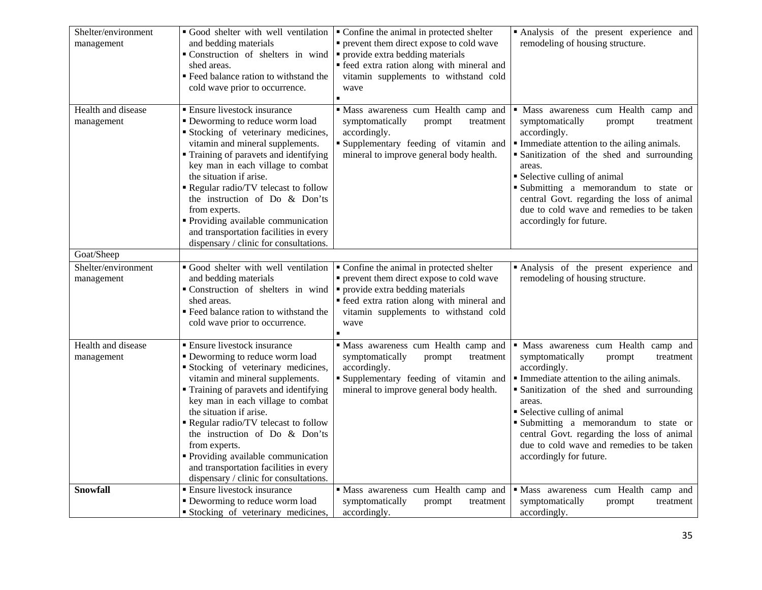| | | | |
|---|---|---|---|
| Shelter/environment management | ▪ Good shelter with well ventilation and bedding materials<br>▪ Construction of shelters in wind shed areas.<br>▪ Feed balance ration to withstand the cold wave prior to occurrence. | ▪ Confine the animal in protected shelter<br>▪ prevent them direct expose to cold wave<br>▪ provide extra bedding materials<br>▪ feed extra ration along with mineral and vitamin supplements to withstand cold wave<br>▪ | ▪ Analysis of the present experience and remodeling of housing structure. |
| Health and disease management | ▪ Ensure livestock insurance<br>▪ Deworming to reduce worm load<br>▪ Stocking of veterinary medicines, vitamin and mineral supplements.<br>▪ Training of paravets and identifying key man in each village to combat the situation if arise.<br>▪ Regular radio/TV telecast to follow the instruction of Do & Don'ts from experts.<br>▪ Providing available communication and transportation facilities in every dispensary / clinic for consultations. | ▪ Mass awareness cum Health camp and symptomatically prompt treatment accordingly.<br>▪ Supplementary feeding of vitamin and mineral to improve general body health. | ▪ Mass awareness cum Health camp and symptomatically prompt treatment accordingly.<br>▪ Immediate attention to the ailing animals.<br>▪ Sanitization of the shed and surrounding areas.<br>▪ Selective culling of animal<br>▪ Submitting a memorandum to state or central Govt. regarding the loss of animal due to cold wave and remedies to be taken accordingly for future. |
| Goat/Sheep | | | |
| Shelter/environment management | ▪ Good shelter with well ventilation and bedding materials<br>▪ Construction of shelters in wind shed areas.<br>▪ Feed balance ration to withstand the cold wave prior to occurrence. | ▪ Confine the animal in protected shelter<br>▪ prevent them direct expose to cold wave<br>▪ provide extra bedding materials<br>▪ feed extra ration along with mineral and vitamin supplements to withstand cold wave<br>▪ | ▪ Analysis of the present experience and remodeling of housing structure. |
| Health and disease management | ▪ Ensure livestock insurance<br>▪ Deworming to reduce worm load<br>▪ Stocking of veterinary medicines, vitamin and mineral supplements.<br>▪ Training of paravets and identifying key man in each village to combat the situation if arise.<br>▪ Regular radio/TV telecast to follow the instruction of Do & Don'ts from experts.<br>▪ Providing available communication and transportation facilities in every dispensary / clinic for consultations. | ▪ Mass awareness cum Health camp and symptomatically prompt treatment accordingly.<br>▪ Supplementary feeding of vitamin and mineral to improve general body health. | ▪ Mass awareness cum Health camp and symptomatically prompt treatment accordingly.<br>▪ Immediate attention to the ailing animals.<br>▪ Sanitization of the shed and surrounding areas.<br>▪ Selective culling of animal<br>▪ Submitting a memorandum to state or central Govt. regarding the loss of animal due to cold wave and remedies to be taken accordingly for future. |
| **Snowfall** | ▪ Ensure livestock insurance<br>▪ Deworming to reduce worm load<br>▪ Stocking of veterinary medicines, | ▪ Mass awareness cum Health camp and symptomatically prompt treatment accordingly. | ▪ Mass awareness cum Health camp and symptomatically prompt treatment accordingly. |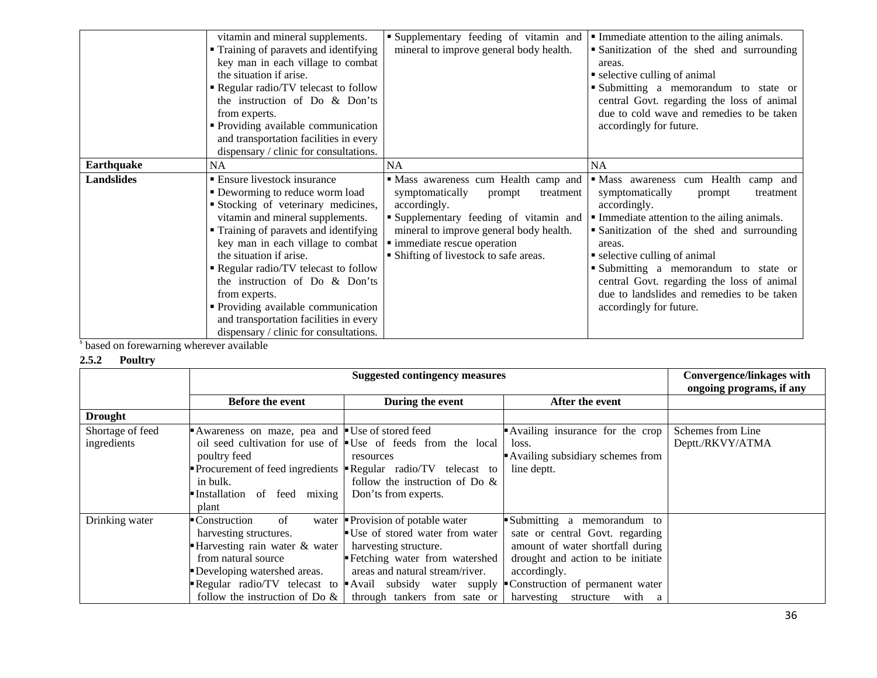| | | | |
|---|---|---|---|
| | vitamin and mineral supplements.<br>▪ Training of paravets and identifying key man in each village to combat the situation if arise.<br>▪ Regular radio/TV telecast to follow the instruction of Do & Don'ts from experts.<br>▪ Providing available communication and transportation facilities in every dispensary / clinic for consultations. | ▪ Supplementary feeding of vitamin and mineral to improve general body health. | ▪ Immediate attention to the ailing animals.<br>▪ Sanitization of the shed and surrounding areas.<br>▪ selective culling of animal<br>▪ Submitting a memorandum to state or central Govt. regarding the loss of animal due to cold wave and remedies to be taken accordingly for future. |
| **Earthquake** | NA | NA | NA |
| **Landslides** | ▪ Ensure livestock insurance<br>▪ Deworming to reduce worm load<br>▪ Stocking of veterinary medicines, vitamin and mineral supplements.<br>▪ Training of paravets and identifying key man in each village to combat the situation if arise.<br>▪ Regular radio/TV telecast to follow the instruction of Do & Don'ts from experts.<br>▪ Providing available communication and transportation facilities in every dispensary / clinic for consultations. | ▪ Mass awareness cum Health camp and symptomatically prompt treatment accordingly.<br>▪ Supplementary feeding of vitamin and mineral to improve general body health.<br>▪ immediate rescue operation<br>▪ Shifting of livestock to safe areas. | ▪ Mass awareness cum Health camp and symptomatically prompt treatment accordingly.<br>▪ Immediate attention to the ailing animals.<br>▪ Sanitization of the shed and surrounding areas.<br>▪ selective culling of animal<br>▪ Submitting a memorandum to state or central Govt. regarding the loss of animal due to landslides and remedies to be taken accordingly for future. |

[s] based on forewarning wherever available

**2.5.2 Poultry**

| | Suggested contingency measures | | | Convergence/linkages with ongoing programs, if any |
|---|---|---|---|---|
| | **Before the event** | **During the event** | **After the event** | |
| **Drought** | | | | |
| Shortage of feed ingredients | ▪ Awareness on maze, pea and oil seed cultivation for use of poultry feed<br>▪ Procurement of feed ingredients in bulk.<br>▪ Installation of feed mixing plant | ▪ Use of stored feed<br>▪ Use of feeds from the local resources<br>▪ Regular radio/TV telecast to follow the instruction of Do & Don'ts from experts. | ▪ Availing insurance for the crop loss.<br>▪ Availing subsidiary schemes from line deptt. | Schemes from Line Deptt./RKVY/ATMA |
| Drinking water | ▪ Construction of water harvesting structures.<br>▪ Harvesting rain water & water from natural source<br>▪ Developing watershed areas.<br>▪ Regular radio/TV telecast to follow the instruction of Do & | ▪ Provision of potable water<br>▪ Use of stored water from water harvesting structure.<br>▪ Fetching water from watershed areas and natural stream/river.<br>▪ Avail subsidy water supply through tankers from sate or | ▪ Submitting a memorandum to sate or central Govt. regarding amount of water shortfall during drought and action to be initiate accordingly.<br>▪ Construction of permanent water harvesting structure with a | |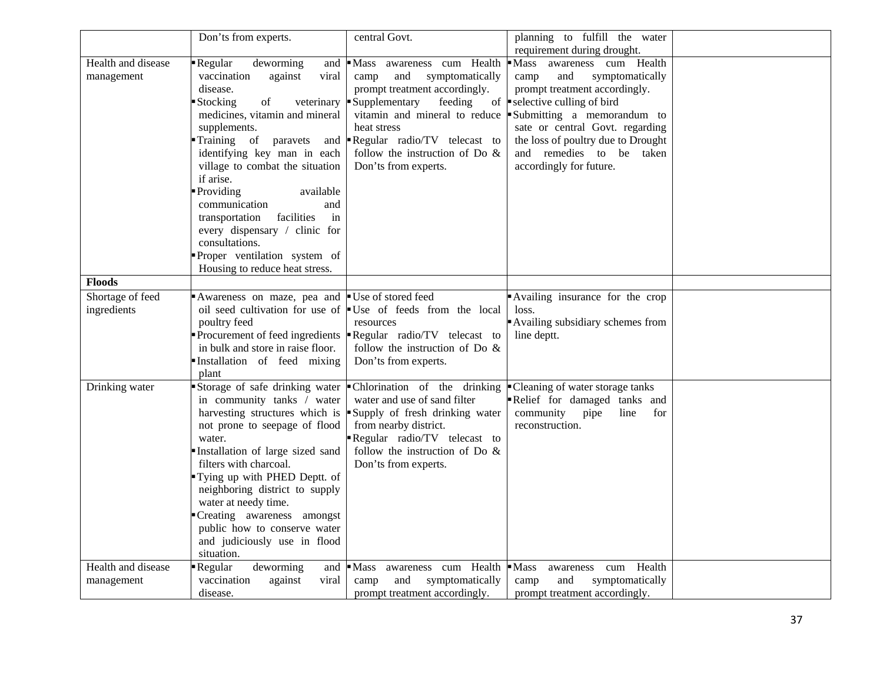| | | | | |
|---|---|---|---|---|
| | Don'ts from experts. | central Govt. | planning to fulfill the water requirement during drought. | |
| Health and disease management | ▪ Regular deworming and vaccination against viral disease.<br>▪ Stocking of veterinary medicines, vitamin and mineral supplements.<br>▪ Training of paravets and identifying key man in each village to combat the situation if arise.<br>▪ Providing available communication and transportation facilities in every dispensary / clinic for consultations.<br>▪ Proper ventilation system of Housing to reduce heat stress. | ▪ Mass awareness cum Health camp and symptomatically prompt treatment accordingly.<br>▪ Supplementary feeding of vitamin and mineral to reduce heat stress<br>▪ Regular radio/TV telecast to follow the instruction of Do & Don'ts from experts. | ▪ Mass awareness cum Health camp and symptomatically prompt treatment accordingly.<br>▪ selective culling of bird<br>▪ Submitting a memorandum to sate or central Govt. regarding the loss of poultry due to Drought and remedies to be taken accordingly for future. | |
| **Floods** | | | | |
| Shortage of feed ingredients | ▪ Awareness on maze, pea and oil seed cultivation for use of poultry feed<br>▪ Procurement of feed ingredients in bulk and store in raise floor.<br>▪ Installation of feed mixing plant | ▪ Use of stored feed<br>▪ Use of feeds from the local resources<br>▪ Regular radio/TV telecast to follow the instruction of Do & Don'ts from experts. | ▪ Availing insurance for the crop loss.<br>▪ Availing subsidiary schemes from line deptt. | |
| Drinking water | ▪ Storage of safe drinking water in community tanks / water harvesting structures which is not prone to seepage of flood water.<br>▪ Installation of large sized sand filters with charcoal.<br>▪ Tying up with PHED Deptt. of neighboring district to supply water at needy time.<br>▪ Creating awareness amongst public how to conserve water and judiciously use in flood situation. | ▪ Chlorination of the drinking water and use of sand filter<br>▪ Supply of fresh drinking water from nearby district.<br>▪ Regular radio/TV telecast to follow the instruction of Do & Don'ts from experts. | ▪ Cleaning of water storage tanks<br>▪ Relief for damaged tanks and community pipe line for reconstruction. | |
| Health and disease management | ▪ Regular deworming and vaccination against viral disease. | ▪ Mass awareness cum Health camp and symptomatically prompt treatment accordingly. | ▪ Mass awareness cum Health camp and symptomatically prompt treatment accordingly. | |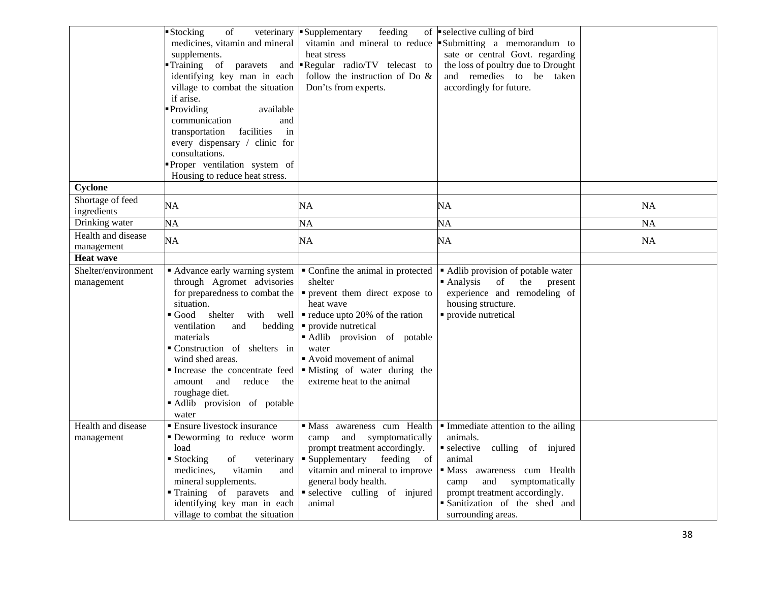| | | | | |
|---|---|---|---|---|
| | ▪ Stocking of veterinary medicines, vitamin and mineral supplements.<br>▪ Training of paravets and identifying key man in each village to combat the situation if arise.<br>▪ Providing available communication and transportation facilities in every dispensary / clinic for consultations.<br>▪ Proper ventilation system of Housing to reduce heat stress. | ▪ Supplementary feeding of vitamin and mineral to reduce heat stress<br>▪ Regular radio/TV telecast to follow the instruction of Do & Don'ts from experts. | ▪ selective culling of bird<br>▪ Submitting a memorandum to sate or central Govt. regarding the loss of poultry due to Drought and remedies to be taken accordingly for future. | |
| **Cyclone** | | | | |
| Shortage of feed ingredients | NA | NA | NA | NA |
| Drinking water | NA | NA | NA | NA |
| Health and disease management | NA | NA | NA | NA |
| **Heat wave** | | | | |
| Shelter/environment management | ▪ Advance early warning system through Agromet advisories for preparedness to combat the situation.<br>▪ Good shelter with well ventilation and bedding materials<br>▪ Construction of shelters in wind shed areas.<br>▪ Increase the concentrate feed amount and reduce the roughage diet.<br>▪ Adlib provision of potable water | ▪ Confine the animal in protected shelter<br>▪ prevent them direct expose to heat wave<br>▪ reduce upto 20% of the ration<br>▪ provide nutretical<br>▪ Adlib provision of potable water<br>▪ Avoid movement of animal<br>▪ Misting of water during the extreme heat to the animal | ▪ Adlib provision of potable water<br>▪ Analysis of the present experience and remodeling of housing structure.<br>▪ provide nutretical | |
| Health and disease management | ▪ Ensure livestock insurance<br>▪ Deworming to reduce worm load<br>▪ Stocking of veterinary medicines, vitamin and mineral supplements.<br>▪ Training of paravets and identifying key man in each village to combat the situation | ▪ Mass awareness cum Health camp and symptomatically prompt treatment accordingly.<br>▪ Supplementary feeding of vitamin and mineral to improve general body health.<br>▪ selective culling of injured animal | ▪ Immediate attention to the ailing animals.<br>▪ selective culling of injured animal<br>▪ Mass awareness cum Health camp and symptomatically prompt treatment accordingly.<br>▪ Sanitization of the shed and surrounding areas. | |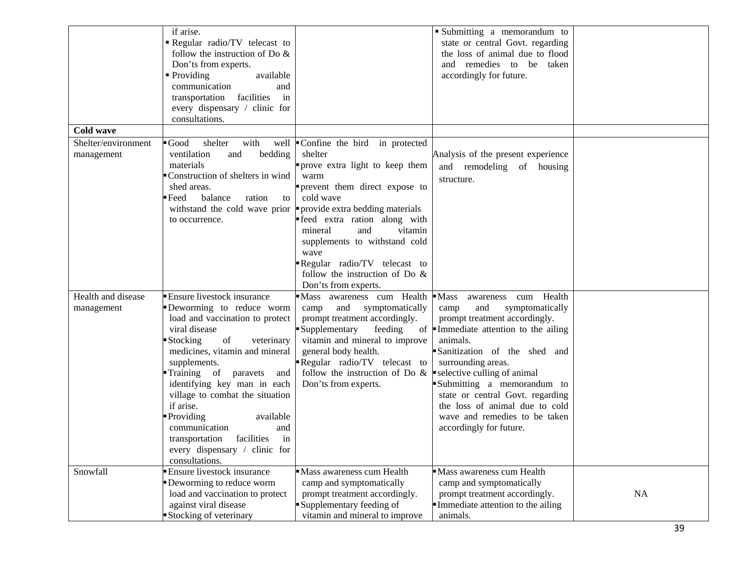| | | | | |
|---|---|---|---|---|
| | if arise.<br>▪ Regular radio/TV telecast to follow the instruction of Do & Don'ts from experts.<br>▪ Providing available communication and transportation facilities in every dispensary / clinic for consultations. | | ▪ Submitting a memorandum to state or central Govt. regarding the loss of animal due to flood and remedies to be taken accordingly for future. | |
| **Cold wave** | | | | |
| Shelter/environment management | ▪ Good shelter with well ventilation and bedding materials<br>▪ Construction of shelters in wind shed areas.<br>▪ Feed balance ration to withstand the cold wave prior to occurrence. | ▪ Confine the bird in protected shelter<br>▪ prove extra light to keep them warm<br>▪ prevent them direct expose to cold wave<br>▪ provide extra bedding materials<br>▪ feed extra ration along with mineral and vitamin supplements to withstand cold wave<br>▪ Regular radio/TV telecast to follow the instruction of Do & Don'ts from experts. | Analysis of the present experience and remodeling of housing structure. | |
| Health and disease management | ▪ Ensure livestock insurance<br>▪ Deworming to reduce worm load and vaccination to protect viral disease<br>▪ Stocking of veterinary medicines, vitamin and mineral supplements.<br>▪ Training of paravets and identifying key man in each village to combat the situation if arise.<br>▪ Providing available communication and transportation facilities in every dispensary / clinic for consultations. | ▪ Mass awareness cum Health camp and symptomatically prompt treatment accordingly.<br>▪ Supplementary feeding of vitamin and mineral to improve general body health.<br>▪ Regular radio/TV telecast to follow the instruction of Do & Don'ts from experts. | ▪ Mass awareness cum Health camp and symptomatically prompt treatment accordingly.<br>▪ Immediate attention to the ailing animals.<br>▪ Sanitization of the shed and surrounding areas.<br>▪ selective culling of animal<br>▪ Submitting a memorandum to state or central Govt. regarding the loss of animal due to cold wave and remedies to be taken accordingly for future. | |
| Snowfall | ▪ Ensure livestock insurance<br>▪ Deworming to reduce worm load and vaccination to protect against viral disease<br>▪ Stocking of veterinary | ▪ Mass awareness cum Health camp and symptomatically prompt treatment accordingly.<br>▪ Supplementary feeding of vitamin and mineral to improve | ▪ Mass awareness cum Health camp and symptomatically prompt treatment accordingly.<br>▪ Immediate attention to the ailing animals. | NA |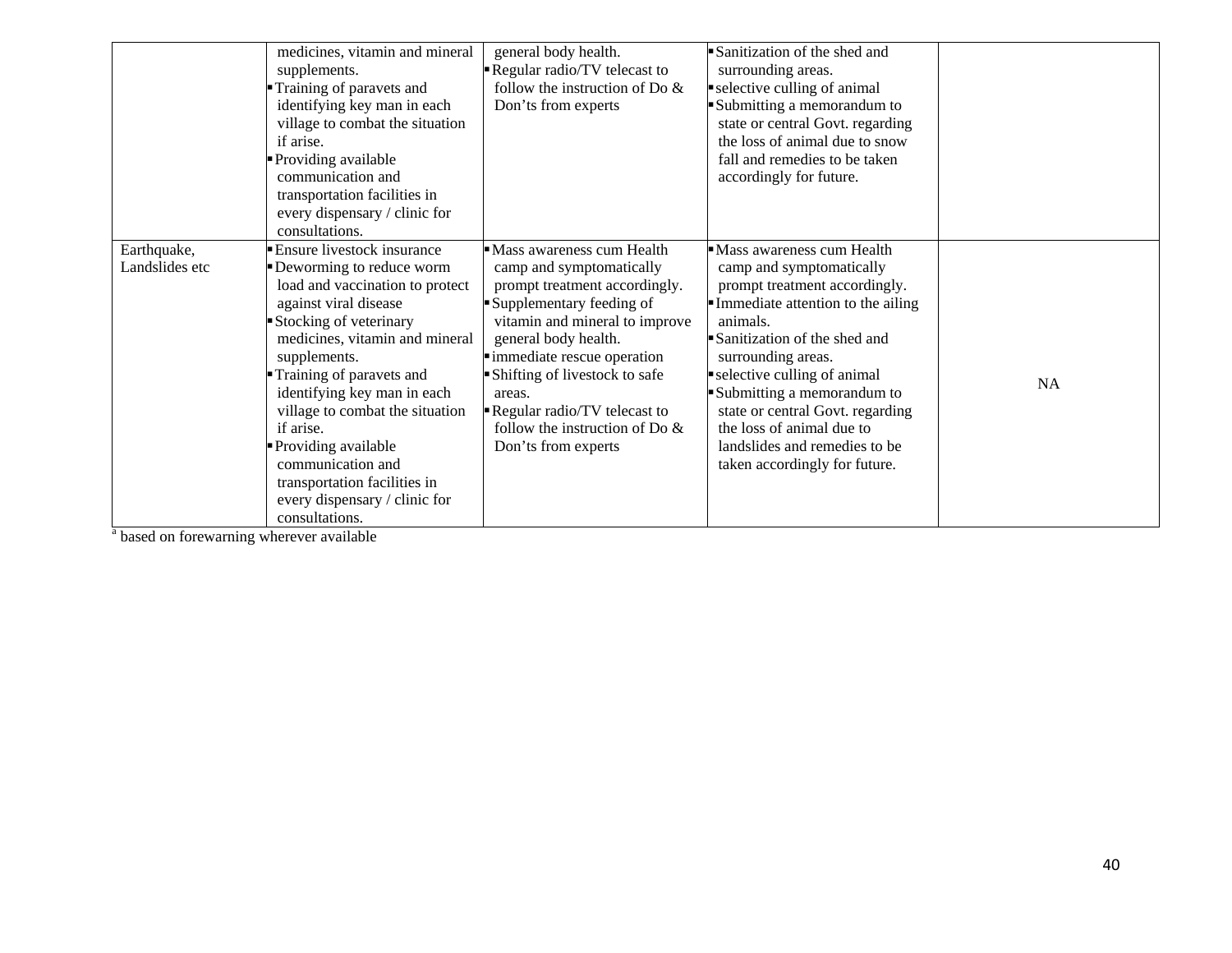| | | | | |
|---|---|---|---|---|
| | medicines, vitamin and mineral supplements.<br>▪ Training of paravets and identifying key man in each village to combat the situation if arise.<br>▪ Providing available communication and transportation facilities in every dispensary / clinic for consultations. | general body health.<br>▪ Regular radio/TV telecast to follow the instruction of Do & Don'ts from experts | ▪ Sanitization of the shed and surrounding areas.<br>▪ selective culling of animal<br>▪ Submitting a memorandum to state or central Govt. regarding the loss of animal due to snow fall and remedies to be taken accordingly for future. | |
| Earthquake, Landslides etc | ▪ Ensure livestock insurance<br>▪ Deworming to reduce worm load and vaccination to protect against viral disease<br>▪ Stocking of veterinary medicines, vitamin and mineral supplements.<br>▪ Training of paravets and identifying key man in each village to combat the situation if arise.<br>▪ Providing available communication and transportation facilities in every dispensary / clinic for consultations. | ▪ Mass awareness cum Health camp and symptomatically prompt treatment accordingly.<br>▪ Supplementary feeding of vitamin and mineral to improve general body health.<br>▪ immediate rescue operation<br>▪ Shifting of livestock to safe areas.<br>▪ Regular radio/TV telecast to follow the instruction of Do & Don'ts from experts | ▪ Mass awareness cum Health camp and symptomatically prompt treatment accordingly.<br>▪ Immediate attention to the ailing animals.<br>▪ Sanitization of the shed and surrounding areas.<br>▪ selective culling of animal<br>▪ Submitting a memorandum to state or central Govt. regarding the loss of animal due to landslides and remedies to be taken accordingly for future. | NA |

[a] based on forewarning wherever available